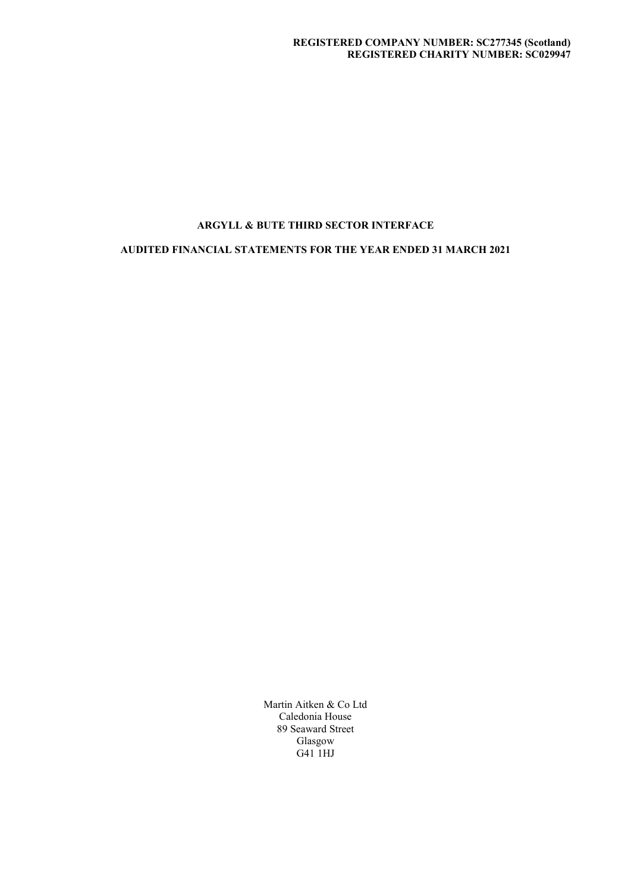**REGISTERED COMPANY NUMBER: SC277345 (Scotland)**
**REGISTERED CHARITY NUMBER: SC029947**

# ARGYLL & BUTE THIRD SECTOR INTERFACE

## AUDITED FINANCIAL STATEMENTS FOR THE YEAR ENDED 31 MARCH 2021

Martin Aitken & Co Ltd
Caledonia House
89 Seaward Street
Glasgow
G41 1HJ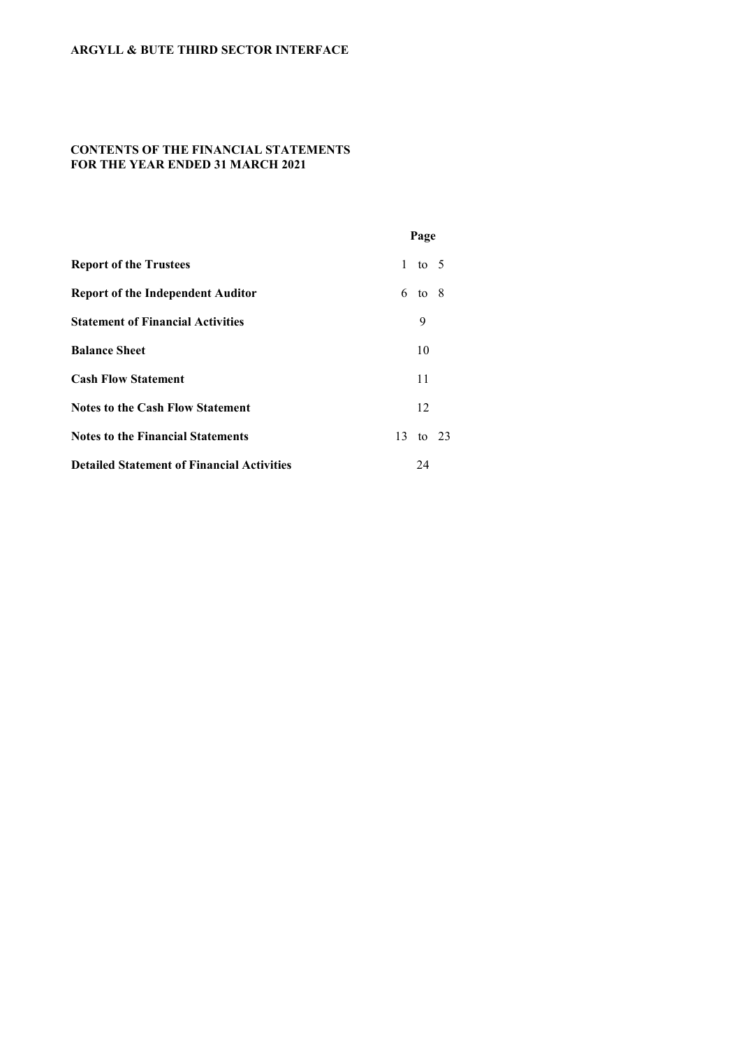**ARGYLL & BUTE THIRD SECTOR INTERFACE**

**CONTENTS OF THE FINANCIAL STATEMENTS**
**FOR THE YEAR ENDED 31 MARCH 2021**

| | Page |
|---|---|
| **Report of the Trustees** | 1 to 5 |
| **Report of the Independent Auditor** | 6 to 8 |
| **Statement of Financial Activities** | 9 |
| **Balance Sheet** | 10 |
| **Cash Flow Statement** | 11 |
| **Notes to the Cash Flow Statement** | 12 |
| **Notes to the Financial Statements** | 13 to 23 |
| **Detailed Statement of Financial Activities** | 24 |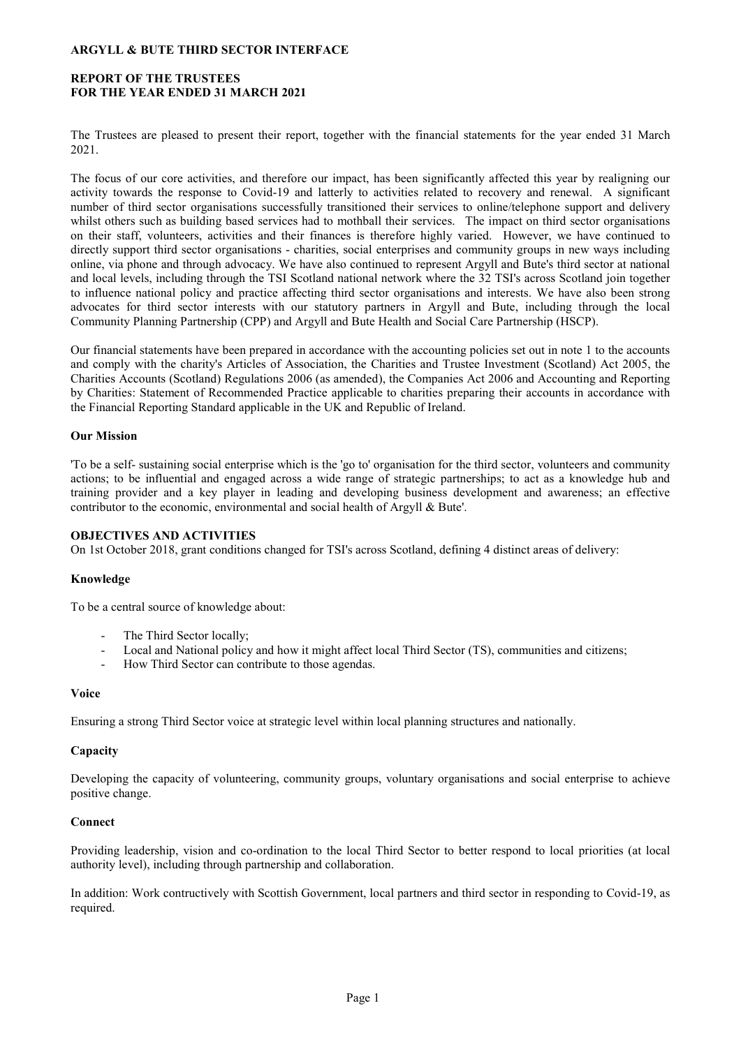# ARGYLL & BUTE THIRD SECTOR INTERFACE

## REPORT OF THE TRUSTEES FOR THE YEAR ENDED 31 MARCH 2021

The Trustees are pleased to present their report, together with the financial statements for the year ended 31 March 2021.

The focus of our core activities, and therefore our impact, has been significantly affected this year by realigning our activity towards the response to Covid-19 and latterly to activities related to recovery and renewal. A significant number of third sector organisations successfully transitioned their services to online/telephone support and delivery whilst others such as building based services had to mothball their services. The impact on third sector organisations on their staff, volunteers, activities and their finances is therefore highly varied. However, we have continued to directly support third sector organisations - charities, social enterprises and community groups in new ways including online, via phone and through advocacy. We have also continued to represent Argyll and Bute's third sector at national and local levels, including through the TSI Scotland national network where the 32 TSI's across Scotland join together to influence national policy and practice affecting third sector organisations and interests. We have also been strong advocates for third sector interests with our statutory partners in Argyll and Bute, including through the local Community Planning Partnership (CPP) and Argyll and Bute Health and Social Care Partnership (HSCP).

Our financial statements have been prepared in accordance with the accounting policies set out in note 1 to the accounts and comply with the charity's Articles of Association, the Charities and Trustee Investment (Scotland) Act 2005, the Charities Accounts (Scotland) Regulations 2006 (as amended), the Companies Act 2006 and Accounting and Reporting by Charities: Statement of Recommended Practice applicable to charities preparing their accounts in accordance with the Financial Reporting Standard applicable in the UK and Republic of Ireland.

### Our Mission

'To be a self- sustaining social enterprise which is the 'go to' organisation for the third sector, volunteers and community actions; to be influential and engaged across a wide range of strategic partnerships; to act as a knowledge hub and training provider and a key player in leading and developing business development and awareness; an effective contributor to the economic, environmental and social health of Argyll & Bute'.

### OBJECTIVES AND ACTIVITIES

On 1st October 2018, grant conditions changed for TSI's across Scotland, defining 4 distinct areas of delivery:

### Knowledge

To be a central source of knowledge about:

- The Third Sector locally;
- Local and National policy and how it might affect local Third Sector (TS), communities and citizens;
- How Third Sector can contribute to those agendas.

### Voice

Ensuring a strong Third Sector voice at strategic level within local planning structures and nationally.

### Capacity

Developing the capacity of volunteering, community groups, voluntary organisations and social enterprise to achieve positive change.

### Connect

Providing leadership, vision and co-ordination to the local Third Sector to better respond to local priorities (at local authority level), including through partnership and collaboration.

In addition: Work contructively with Scottish Government, local partners and third sector in responding to Covid-19, as required.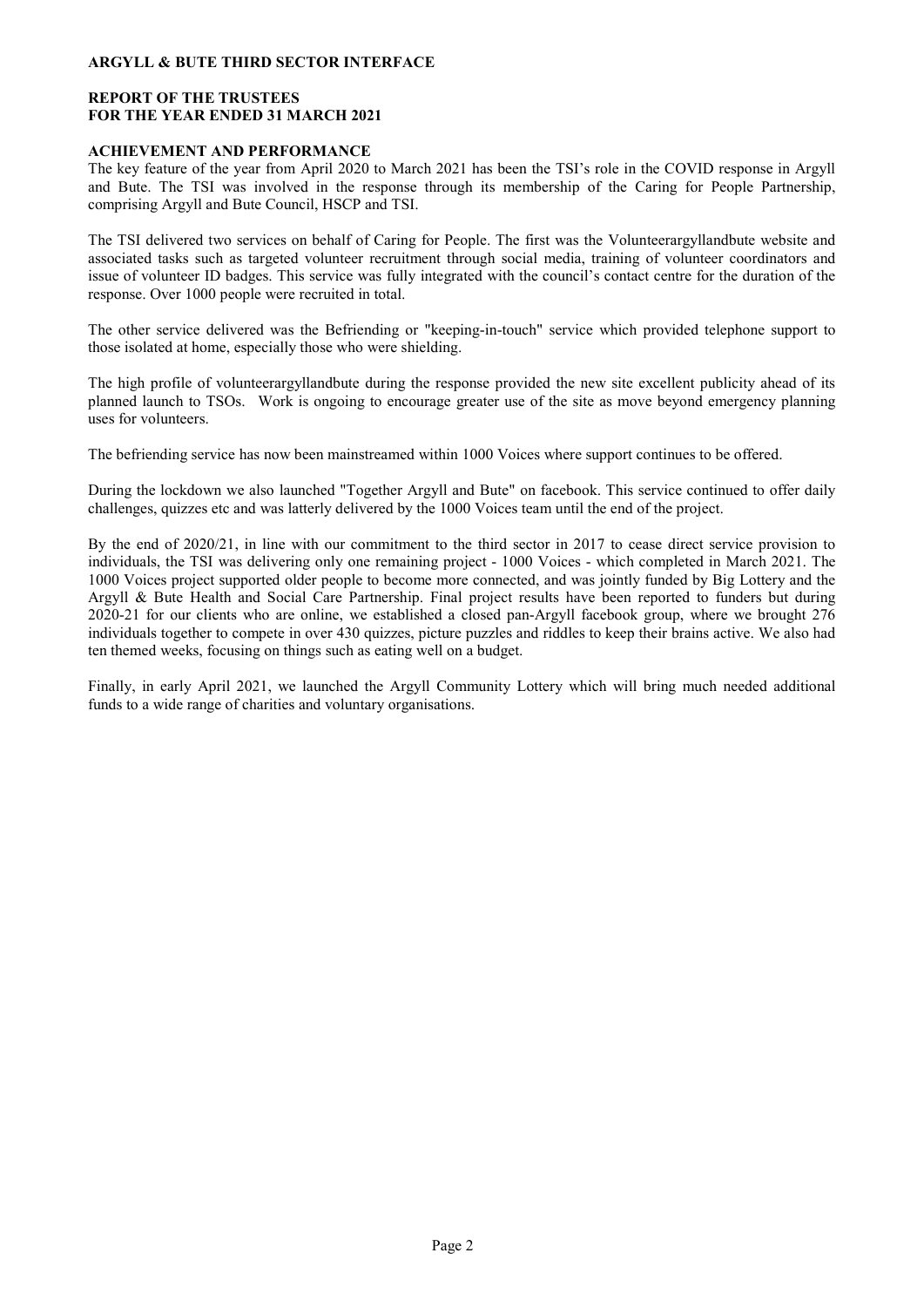**ARGYLL & BUTE THIRD SECTOR INTERFACE**

**REPORT OF THE TRUSTEES**
**FOR THE YEAR ENDED 31 MARCH 2021**

## ACHIEVEMENT AND PERFORMANCE

The key feature of the year from April 2020 to March 2021 has been the TSI's role in the COVID response in Argyll and Bute. The TSI was involved in the response through its membership of the Caring for People Partnership, comprising Argyll and Bute Council, HSCP and TSI.

The TSI delivered two services on behalf of Caring for People. The first was the Volunteerargyllandbute website and associated tasks such as targeted volunteer recruitment through social media, training of volunteer coordinators and issue of volunteer ID badges. This service was fully integrated with the council's contact centre for the duration of the response. Over 1000 people were recruited in total.

The other service delivered was the Befriending or "keeping-in-touch" service which provided telephone support to those isolated at home, especially those who were shielding.

The high profile of volunteerargyllandbute during the response provided the new site excellent publicity ahead of its planned launch to TSOs. Work is ongoing to encourage greater use of the site as move beyond emergency planning uses for volunteers.

The befriending service has now been mainstreamed within 1000 Voices where support continues to be offered.

During the lockdown we also launched "Together Argyll and Bute" on facebook. This service continued to offer daily challenges, quizzes etc and was latterly delivered by the 1000 Voices team until the end of the project.

By the end of 2020/21, in line with our commitment to the third sector in 2017 to cease direct service provision to individuals, the TSI was delivering only one remaining project - 1000 Voices - which completed in March 2021. The 1000 Voices project supported older people to become more connected, and was jointly funded by Big Lottery and the Argyll & Bute Health and Social Care Partnership. Final project results have been reported to funders but during 2020-21 for our clients who are online, we established a closed pan-Argyll facebook group, where we brought 276 individuals together to compete in over 430 quizzes, picture puzzles and riddles to keep their brains active. We also had ten themed weeks, focusing on things such as eating well on a budget.

Finally, in early April 2021, we launched the Argyll Community Lottery which will bring much needed additional funds to a wide range of charities and voluntary organisations.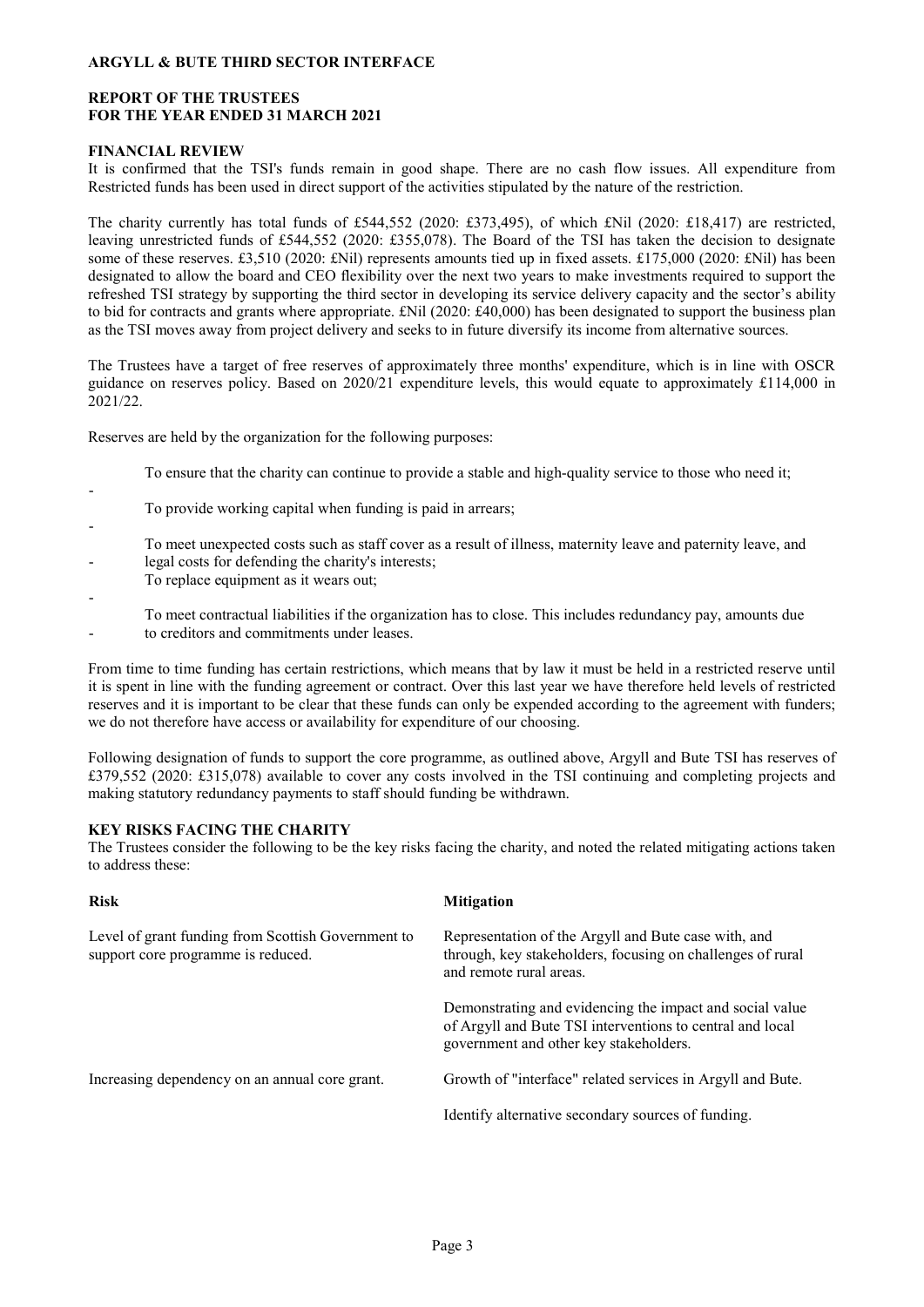**ARGYLL & BUTE THIRD SECTOR INTERFACE**

**REPORT OF THE TRUSTEES**
**FOR THE YEAR ENDED 31 MARCH 2021**

## FINANCIAL REVIEW

It is confirmed that the TSI's funds remain in good shape. There are no cash flow issues. All expenditure from Restricted funds has been used in direct support of the activities stipulated by the nature of the restriction.

The charity currently has total funds of £544,552 (2020: £373,495), of which £Nil (2020: £18,417) are restricted, leaving unrestricted funds of £544,552 (2020: £355,078). The Board of the TSI has taken the decision to designate some of these reserves. £3,510 (2020: £Nil) represents amounts tied up in fixed assets. £175,000 (2020: £Nil) has been designated to allow the board and CEO flexibility over the next two years to make investments required to support the refreshed TSI strategy by supporting the third sector in developing its service delivery capacity and the sector's ability to bid for contracts and grants where appropriate. £Nil (2020: £40,000) has been designated to support the business plan as the TSI moves away from project delivery and seeks to in future diversify its income from alternative sources.

The Trustees have a target of free reserves of approximately three months' expenditure, which is in line with OSCR guidance on reserves policy. Based on 2020/21 expenditure levels, this would equate to approximately £114,000 in 2021/22.

Reserves are held by the organization for the following purposes:

- To ensure that the charity can continue to provide a stable and high-quality service to those who need it;
- To provide working capital when funding is paid in arrears;
- To meet unexpected costs such as staff cover as a result of illness, maternity leave and paternity leave, and legal costs for defending the charity's interests;
- To replace equipment as it wears out;
- To meet contractual liabilities if the organization has to close. This includes redundancy pay, amounts due to creditors and commitments under leases.

From time to time funding has certain restrictions, which means that by law it must be held in a restricted reserve until it is spent in line with the funding agreement or contract. Over this last year we have therefore held levels of restricted reserves and it is important to be clear that these funds can only be expended according to the agreement with funders; we do not therefore have access or availability for expenditure of our choosing.

Following designation of funds to support the core programme, as outlined above, Argyll and Bute TSI has reserves of £379,552 (2020: £315,078) available to cover any costs involved in the TSI continuing and completing projects and making statutory redundancy payments to staff should funding be withdrawn.

## KEY RISKS FACING THE CHARITY

The Trustees consider the following to be the key risks facing the charity, and noted the related mitigating actions taken to address these:

| Risk | Mitigation |
|---|---|
| Level of grant funding from Scottish Government to support core programme is reduced. | Representation of the Argyll and Bute case with, and through, key stakeholders, focusing on challenges of rural and remote rural areas. |
| | Demonstrating and evidencing the impact and social value of Argyll and Bute TSI interventions to central and local government and other key stakeholders. |
| Increasing dependency on an annual core grant. | Growth of "interface" related services in Argyll and Bute. |
| | Identify alternative secondary sources of funding. |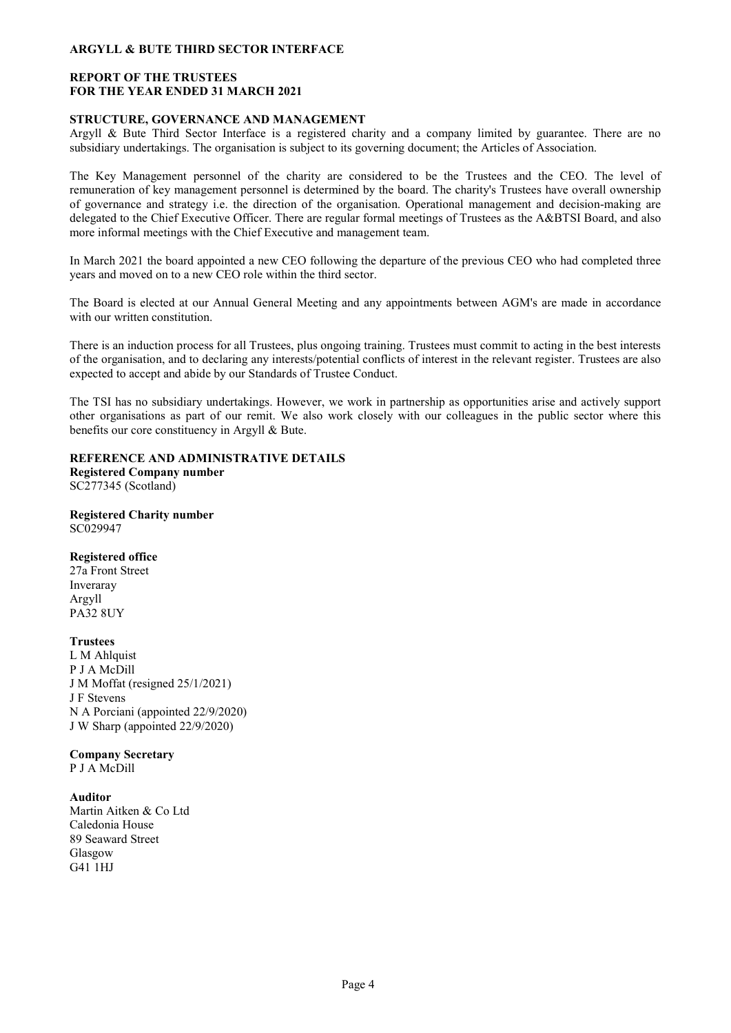ARGYLL & BUTE THIRD SECTOR INTERFACE

REPORT OF THE TRUSTEES
FOR THE YEAR ENDED 31 MARCH 2021

## STRUCTURE, GOVERNANCE AND MANAGEMENT

Argyll & Bute Third Sector Interface is a registered charity and a company limited by guarantee. There are no subsidiary undertakings. The organisation is subject to its governing document; the Articles of Association.

The Key Management personnel of the charity are considered to be the Trustees and the CEO. The level of remuneration of key management personnel is determined by the board. The charity's Trustees have overall ownership of governance and strategy i.e. the direction of the organisation. Operational management and decision-making are delegated to the Chief Executive Officer. There are regular formal meetings of Trustees as the A&BTSI Board, and also more informal meetings with the Chief Executive and management team.

In March 2021 the board appointed a new CEO following the departure of the previous CEO who had completed three years and moved on to a new CEO role within the third sector.

The Board is elected at our Annual General Meeting and any appointments between AGM's are made in accordance with our written constitution.

There is an induction process for all Trustees, plus ongoing training. Trustees must commit to acting in the best interests of the organisation, and to declaring any interests/potential conflicts of interest in the relevant register. Trustees are also expected to accept and abide by our Standards of Trustee Conduct.

The TSI has no subsidiary undertakings. However, we work in partnership as opportunities arise and actively support other organisations as part of our remit. We also work closely with our colleagues in the public sector where this benefits our core constituency in Argyll & Bute.

## REFERENCE AND ADMINISTRATIVE DETAILS

**Registered Company number**
SC277345 (Scotland)

**Registered Charity number**
SC029947

**Registered office**
27a Front Street
Inveraray
Argyll
PA32 8UY

**Trustees**
L M Ahlquist
P J A McDill
J M Moffat (resigned 25/1/2021)
J F Stevens
N A Porciani (appointed 22/9/2020)
J W Sharp (appointed 22/9/2020)

**Company Secretary**
P J A McDill

**Auditor**
Martin Aitken & Co Ltd
Caledonia House
89 Seaward Street
Glasgow
G41 1HJ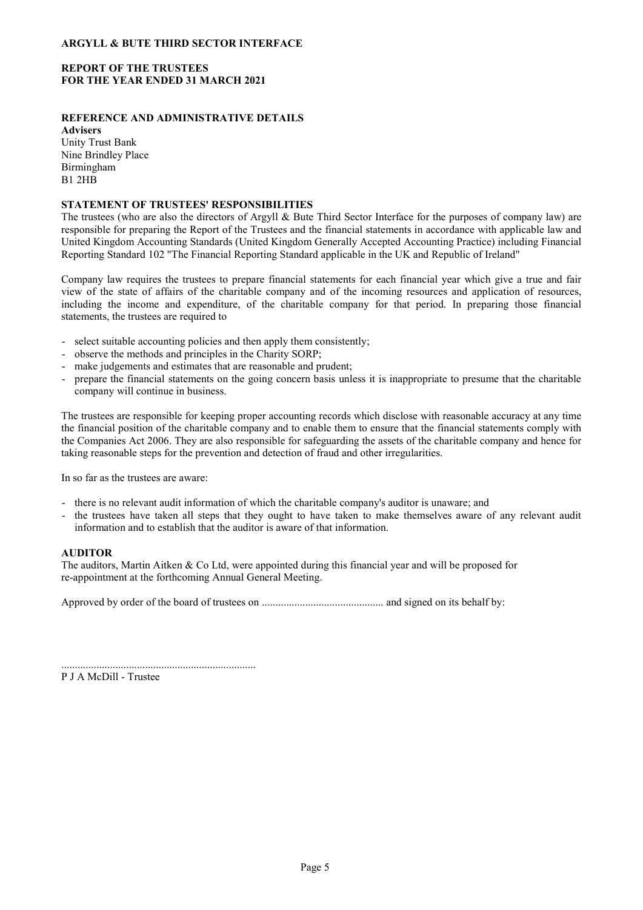# ARGYLL & BUTE THIRD SECTOR INTERFACE

## REPORT OF THE TRUSTEES
## FOR THE YEAR ENDED 31 MARCH 2021

### REFERENCE AND ADMINISTRATIVE DETAILS

**Advisers**
Unity Trust Bank
Nine Brindley Place
Birmingham
B1 2HB

### STATEMENT OF TRUSTEES' RESPONSIBILITIES

The trustees (who are also the directors of Argyll & Bute Third Sector Interface for the purposes of company law) are responsible for preparing the Report of the Trustees and the financial statements in accordance with applicable law and United Kingdom Accounting Standards (United Kingdom Generally Accepted Accounting Practice) including Financial Reporting Standard 102 "The Financial Reporting Standard applicable in the UK and Republic of Ireland"

Company law requires the trustees to prepare financial statements for each financial year which give a true and fair view of the state of affairs of the charitable company and of the incoming resources and application of resources, including the income and expenditure, of the charitable company for that period. In preparing those financial statements, the trustees are required to

- select suitable accounting policies and then apply them consistently;
- observe the methods and principles in the Charity SORP;
- make judgements and estimates that are reasonable and prudent;
- prepare the financial statements on the going concern basis unless it is inappropriate to presume that the charitable company will continue in business.

The trustees are responsible for keeping proper accounting records which disclose with reasonable accuracy at any time the financial position of the charitable company and to enable them to ensure that the financial statements comply with the Companies Act 2006. They are also responsible for safeguarding the assets of the charitable company and hence for taking reasonable steps for the prevention and detection of fraud and other irregularities.

In so far as the trustees are aware:

- there is no relevant audit information of which the charitable company's auditor is unaware; and
- the trustees have taken all steps that they ought to have taken to make themselves aware of any relevant audit information and to establish that the auditor is aware of that information.

### AUDITOR

The auditors, Martin Aitken & Co Ltd, were appointed during this financial year and will be proposed for re-appointment at the forthcoming Annual General Meeting.

Approved by order of the board of trustees on ............................................ and signed on its behalf by:

........................................................................
P J A McDill - Trustee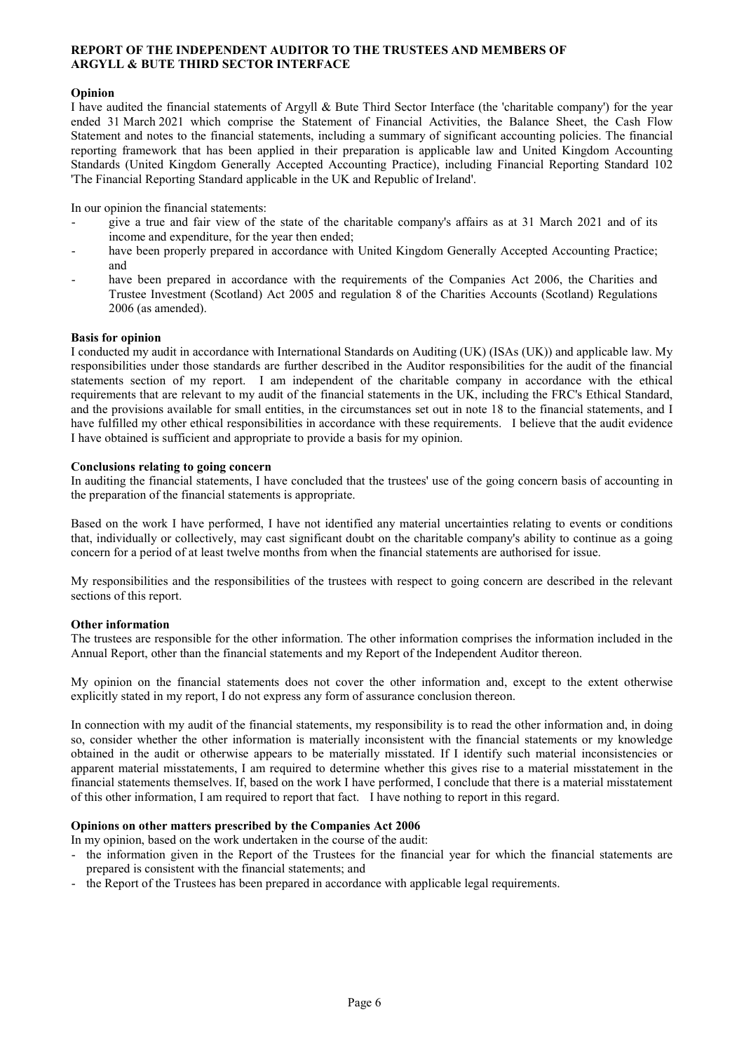**REPORT OF THE INDEPENDENT AUDITOR TO THE TRUSTEES AND MEMBERS OF ARGYLL & BUTE THIRD SECTOR INTERFACE**

**Opinion**

I have audited the financial statements of Argyll & Bute Third Sector Interface (the 'charitable company') for the year ended 31 March 2021 which comprise the Statement of Financial Activities, the Balance Sheet, the Cash Flow Statement and notes to the financial statements, including a summary of significant accounting policies. The financial reporting framework that has been applied in their preparation is applicable law and United Kingdom Accounting Standards (United Kingdom Generally Accepted Accounting Practice), including Financial Reporting Standard 102 'The Financial Reporting Standard applicable in the UK and Republic of Ireland'.

In our opinion the financial statements:

- give a true and fair view of the state of the charitable company's affairs as at 31 March 2021 and of its income and expenditure, for the year then ended;
- have been properly prepared in accordance with United Kingdom Generally Accepted Accounting Practice; and
- have been prepared in accordance with the requirements of the Companies Act 2006, the Charities and Trustee Investment (Scotland) Act 2005 and regulation 8 of the Charities Accounts (Scotland) Regulations 2006 (as amended).

**Basis for opinion**

I conducted my audit in accordance with International Standards on Auditing (UK) (ISAs (UK)) and applicable law. My responsibilities under those standards are further described in the Auditor responsibilities for the audit of the financial statements section of my report. I am independent of the charitable company in accordance with the ethical requirements that are relevant to my audit of the financial statements in the UK, including the FRC's Ethical Standard, and the provisions available for small entities, in the circumstances set out in note 18 to the financial statements, and I have fulfilled my other ethical responsibilities in accordance with these requirements. I believe that the audit evidence I have obtained is sufficient and appropriate to provide a basis for my opinion.

**Conclusions relating to going concern**

In auditing the financial statements, I have concluded that the trustees' use of the going concern basis of accounting in the preparation of the financial statements is appropriate.

Based on the work I have performed, I have not identified any material uncertainties relating to events or conditions that, individually or collectively, may cast significant doubt on the charitable company's ability to continue as a going concern for a period of at least twelve months from when the financial statements are authorised for issue.

My responsibilities and the responsibilities of the trustees with respect to going concern are described in the relevant sections of this report.

**Other information**

The trustees are responsible for the other information. The other information comprises the information included in the Annual Report, other than the financial statements and my Report of the Independent Auditor thereon.

My opinion on the financial statements does not cover the other information and, except to the extent otherwise explicitly stated in my report, I do not express any form of assurance conclusion thereon.

In connection with my audit of the financial statements, my responsibility is to read the other information and, in doing so, consider whether the other information is materially inconsistent with the financial statements or my knowledge obtained in the audit or otherwise appears to be materially misstated. If I identify such material inconsistencies or apparent material misstatements, I am required to determine whether this gives rise to a material misstatement in the financial statements themselves. If, based on the work I have performed, I conclude that there is a material misstatement of this other information, I am required to report that fact. I have nothing to report in this regard.

**Opinions on other matters prescribed by the Companies Act 2006**

In my opinion, based on the work undertaken in the course of the audit:

- the information given in the Report of the Trustees for the financial year for which the financial statements are prepared is consistent with the financial statements; and
- the Report of the Trustees has been prepared in accordance with applicable legal requirements.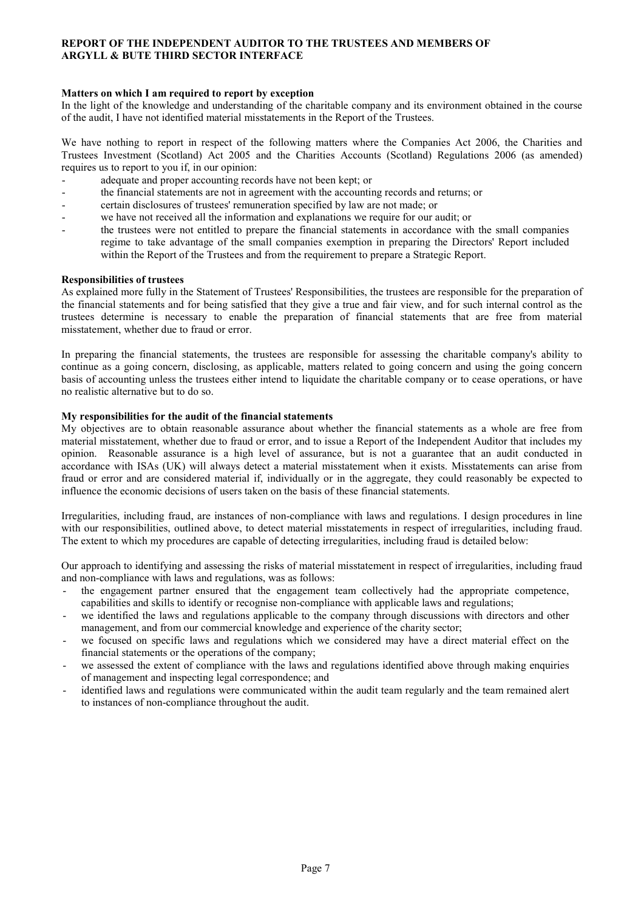**REPORT OF THE INDEPENDENT AUDITOR TO THE TRUSTEES AND MEMBERS OF ARGYLL & BUTE THIRD SECTOR INTERFACE**

**Matters on which I am required to report by exception**

In the light of the knowledge and understanding of the charitable company and its environment obtained in the course of the audit, I have not identified material misstatements in the Report of the Trustees.

We have nothing to report in respect of the following matters where the Companies Act 2006, the Charities and Trustees Investment (Scotland) Act 2005 and the Charities Accounts (Scotland) Regulations 2006 (as amended) requires us to report to you if, in our opinion:

- adequate and proper accounting records have not been kept; or
- the financial statements are not in agreement with the accounting records and returns; or
- certain disclosures of trustees' remuneration specified by law are not made; or
- we have not received all the information and explanations we require for our audit; or
- the trustees were not entitled to prepare the financial statements in accordance with the small companies regime to take advantage of the small companies exemption in preparing the Directors' Report included within the Report of the Trustees and from the requirement to prepare a Strategic Report.

**Responsibilities of trustees**

As explained more fully in the Statement of Trustees' Responsibilities, the trustees are responsible for the preparation of the financial statements and for being satisfied that they give a true and fair view, and for such internal control as the trustees determine is necessary to enable the preparation of financial statements that are free from material misstatement, whether due to fraud or error.

In preparing the financial statements, the trustees are responsible for assessing the charitable company's ability to continue as a going concern, disclosing, as applicable, matters related to going concern and using the going concern basis of accounting unless the trustees either intend to liquidate the charitable company or to cease operations, or have no realistic alternative but to do so.

**My responsibilities for the audit of the financial statements**

My objectives are to obtain reasonable assurance about whether the financial statements as a whole are free from material misstatement, whether due to fraud or error, and to issue a Report of the Independent Auditor that includes my opinion. Reasonable assurance is a high level of assurance, but is not a guarantee that an audit conducted in accordance with ISAs (UK) will always detect a material misstatement when it exists. Misstatements can arise from fraud or error and are considered material if, individually or in the aggregate, they could reasonably be expected to influence the economic decisions of users taken on the basis of these financial statements.

Irregularities, including fraud, are instances of non-compliance with laws and regulations. I design procedures in line with our responsibilities, outlined above, to detect material misstatements in respect of irregularities, including fraud. The extent to which my procedures are capable of detecting irregularities, including fraud is detailed below:

Our approach to identifying and assessing the risks of material misstatement in respect of irregularities, including fraud and non-compliance with laws and regulations, was as follows:

- the engagement partner ensured that the engagement team collectively had the appropriate competence, capabilities and skills to identify or recognise non-compliance with applicable laws and regulations;
- we identified the laws and regulations applicable to the company through discussions with directors and other management, and from our commercial knowledge and experience of the charity sector;
- we focused on specific laws and regulations which we considered may have a direct material effect on the financial statements or the operations of the company;
- we assessed the extent of compliance with the laws and regulations identified above through making enquiries of management and inspecting legal correspondence; and
- identified laws and regulations were communicated within the audit team regularly and the team remained alert to instances of non-compliance throughout the audit.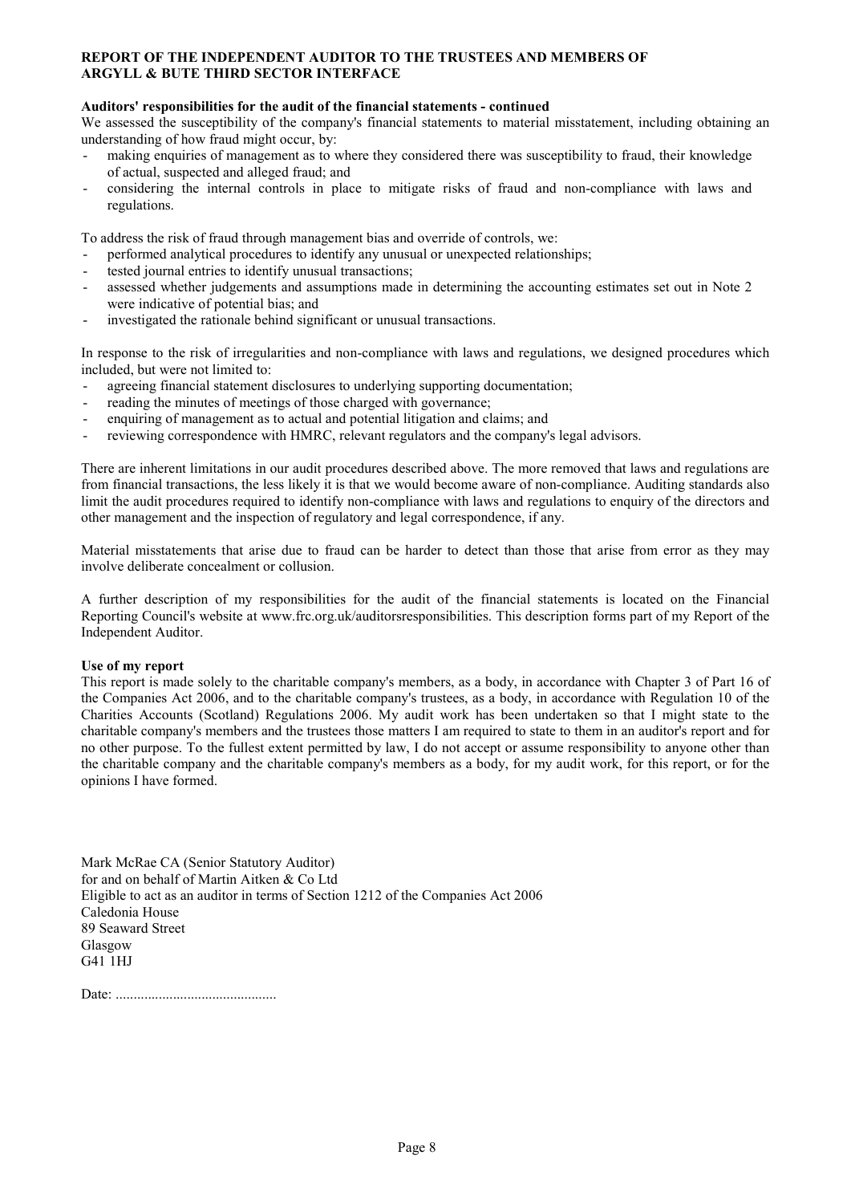**REPORT OF THE INDEPENDENT AUDITOR TO THE TRUSTEES AND MEMBERS OF ARGYLL & BUTE THIRD SECTOR INTERFACE**

**Auditors' responsibilities for the audit of the financial statements - continued**

We assessed the susceptibility of the company's financial statements to material misstatement, including obtaining an understanding of how fraud might occur, by:

- making enquiries of management as to where they considered there was susceptibility to fraud, their knowledge of actual, suspected and alleged fraud; and
- considering the internal controls in place to mitigate risks of fraud and non-compliance with laws and regulations.

To address the risk of fraud through management bias and override of controls, we:

- performed analytical procedures to identify any unusual or unexpected relationships;
- tested journal entries to identify unusual transactions;
- assessed whether judgements and assumptions made in determining the accounting estimates set out in Note 2 were indicative of potential bias; and
- investigated the rationale behind significant or unusual transactions.

In response to the risk of irregularities and non-compliance with laws and regulations, we designed procedures which included, but were not limited to:

- agreeing financial statement disclosures to underlying supporting documentation;
- reading the minutes of meetings of those charged with governance;
- enquiring of management as to actual and potential litigation and claims; and
- reviewing correspondence with HMRC, relevant regulators and the company's legal advisors.

There are inherent limitations in our audit procedures described above. The more removed that laws and regulations are from financial transactions, the less likely it is that we would become aware of non-compliance. Auditing standards also limit the audit procedures required to identify non-compliance with laws and regulations to enquiry of the directors and other management and the inspection of regulatory and legal correspondence, if any.

Material misstatements that arise due to fraud can be harder to detect than those that arise from error as they may involve deliberate concealment or collusion.

A further description of my responsibilities for the audit of the financial statements is located on the Financial Reporting Council's website at www.frc.org.uk/auditorsresponsibilities. This description forms part of my Report of the Independent Auditor.

**Use of my report**

This report is made solely to the charitable company's members, as a body, in accordance with Chapter 3 of Part 16 of the Companies Act 2006, and to the charitable company's trustees, as a body, in accordance with Regulation 10 of the Charities Accounts (Scotland) Regulations 2006. My audit work has been undertaken so that I might state to the charitable company's members and the trustees those matters I am required to state to them in an auditor's report and for no other purpose. To the fullest extent permitted by law, I do not accept or assume responsibility to anyone other than the charitable company and the charitable company's members as a body, for my audit work, for this report, or for the opinions I have formed.

Mark McRae CA (Senior Statutory Auditor)
for and on behalf of Martin Aitken & Co Ltd
Eligible to act as an auditor in terms of Section 1212 of the Companies Act 2006
Caledonia House
89 Seaward Street
Glasgow
G41 1HJ

Date: .............................................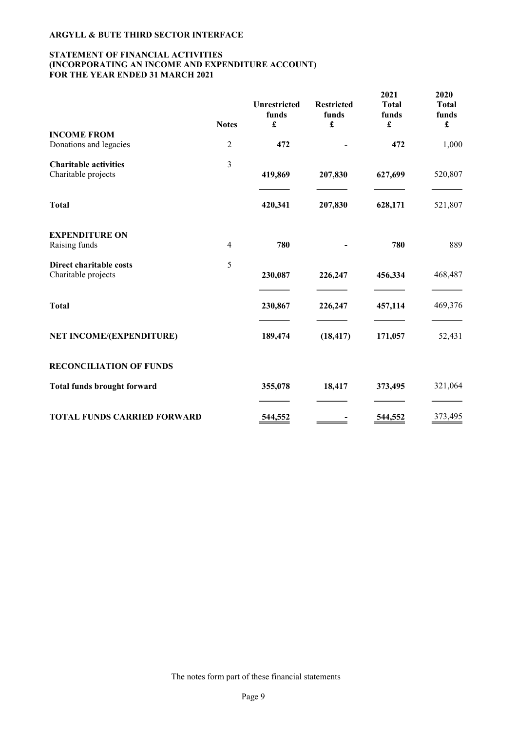**ARGYLL & BUTE THIRD SECTOR INTERFACE**

**STATEMENT OF FINANCIAL ACTIVITIES (INCORPORATING AN INCOME AND EXPENDITURE ACCOUNT) FOR THE YEAR ENDED 31 MARCH 2021**

| | Notes | Unrestricted funds £ | Restricted funds £ | 2021 Total funds £ | 2020 Total funds £ |
|---|---|---|---|---|---|
| **INCOME FROM** | | | | | |
| Donations and legacies | 2 | **472** | **-** | **472** | 1,000 |
| **Charitable activities** | 3 | | | | |
| Charitable projects | | **419,869** | **207,830** | **627,699** | 520,807 |
| **Total** | | **420,341** | **207,830** | **628,171** | 521,807 |
| **EXPENDITURE ON** | | | | | |
| Raising funds | 4 | **780** | **-** | **780** | 889 |
| **Direct charitable costs** | 5 | | | | |
| Charitable projects | | **230,087** | **226,247** | **456,334** | 468,487 |
| **Total** | | **230,867** | **226,247** | **457,114** | 469,376 |
| **NET INCOME/(EXPENDITURE)** | | **189,474** | **(18,417)** | **171,057** | 52,431 |
| **RECONCILIATION OF FUNDS** | | | | | |
| **Total funds brought forward** | | **355,078** | **18,417** | **373,495** | 321,064 |
| **TOTAL FUNDS CARRIED FORWARD** | | **544,552** | **-** | **544,552** | 373,495 |

The notes form part of these financial statements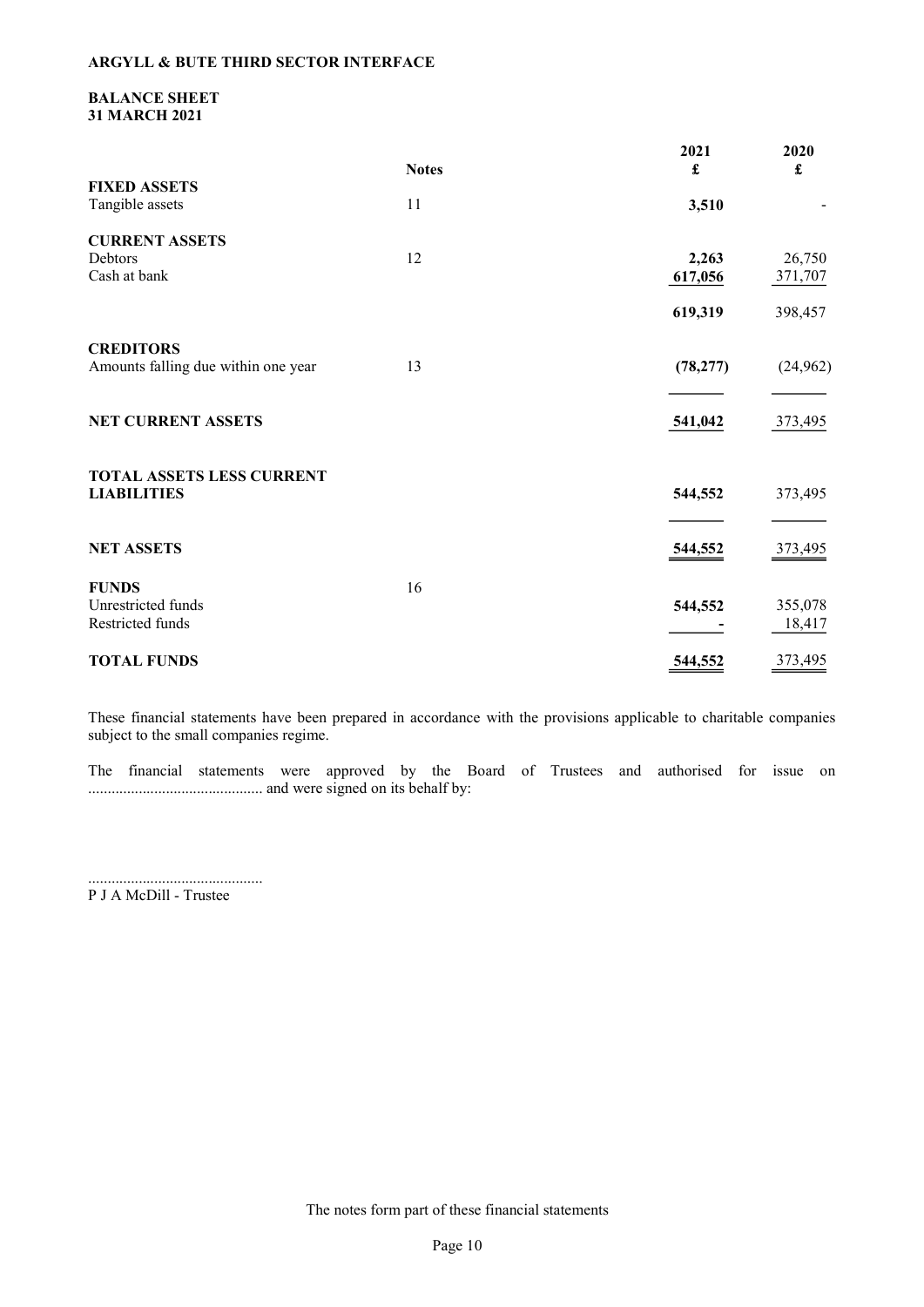**ARGYLL & BUTE THIRD SECTOR INTERFACE**

**BALANCE SHEET**
**31 MARCH 2021**

| | Notes | 2021 £ | 2020 £ |
|---|---|---|---|
| **FIXED ASSETS** | | | |
| Tangible assets | 11 | **3,510** | - |
| **CURRENT ASSETS** | | | |
| Debtors | 12 | **2,263** | 26,750 |
| Cash at bank | | **617,056** | 371,707 |
| | | **619,319** | 398,457 |
| **CREDITORS** | | | |
| Amounts falling due within one year | 13 | **(78,277)** | (24,962) |
| **NET CURRENT ASSETS** | | **541,042** | 373,495 |
| **TOTAL ASSETS LESS CURRENT LIABILITIES** | | **544,552** | 373,495 |
| **NET ASSETS** | | **544,552** | 373,495 |
| **FUNDS** | 16 | | |
| Unrestricted funds | | **544,552** | 355,078 |
| Restricted funds | | **-** | 18,417 |
| **TOTAL FUNDS** | | **544,552** | 373,495 |

These financial statements have been prepared in accordance with the provisions applicable to charitable companies subject to the small companies regime.

The financial statements were approved by the Board of Trustees and authorised for issue on ............................................ and were signed on its behalf by:

.............................................
P J A McDill - Trustee

The notes form part of these financial statements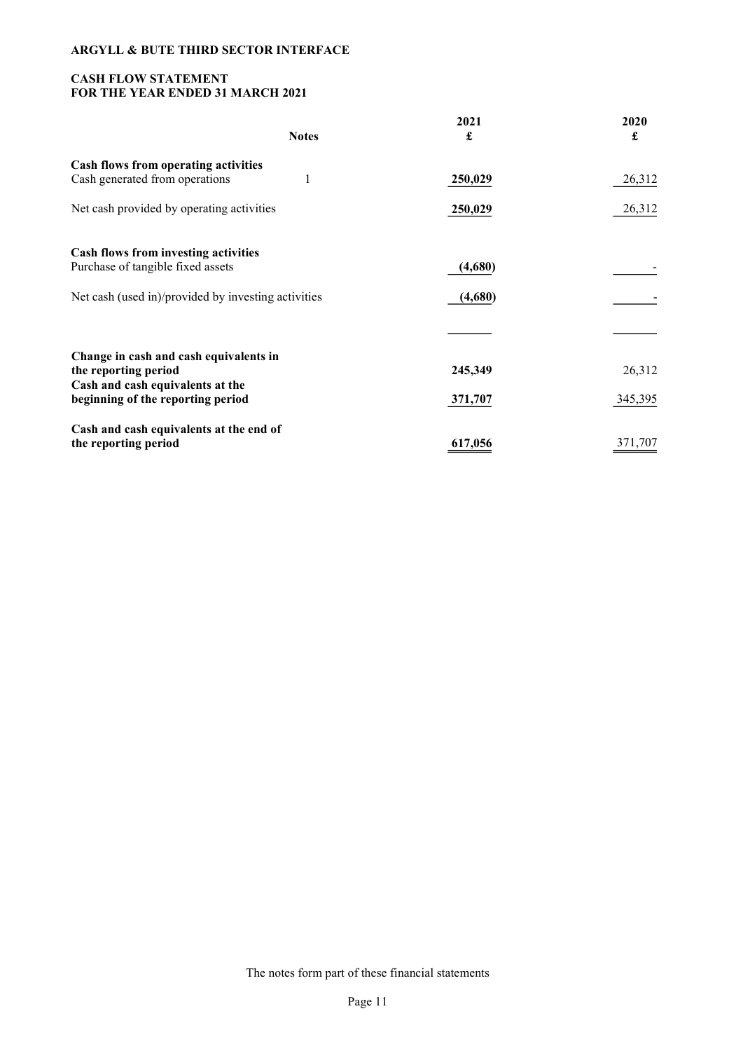**ARGYLL & BUTE THIRD SECTOR INTERFACE**

**CASH FLOW STATEMENT**
**FOR THE YEAR ENDED 31 MARCH 2021**

| | Notes | 2021<br>£ | 2020<br>£ |
|---|---|---|---|
| **Cash flows from operating activities** | | | |
| Cash generated from operations | 1 | **250,029** | 26,312 |
| Net cash provided by operating activities | | **250,029** | 26,312 |
| | | | |
| **Cash flows from investing activities** | | | |
| Purchase of tangible fixed assets | | **(4,680)** | - |
| Net cash (used in)/provided by investing activities | | **(4,680)** | - |
| | | | |
| **Change in cash and cash equivalents in the reporting period** | | **245,349** | 26,312 |
| **Cash and cash equivalents at the beginning of the reporting period** | | **371,707** | 345,395 |
| **Cash and cash equivalents at the end of the reporting period** | | **617,056** | 371,707 |

The notes form part of these financial statements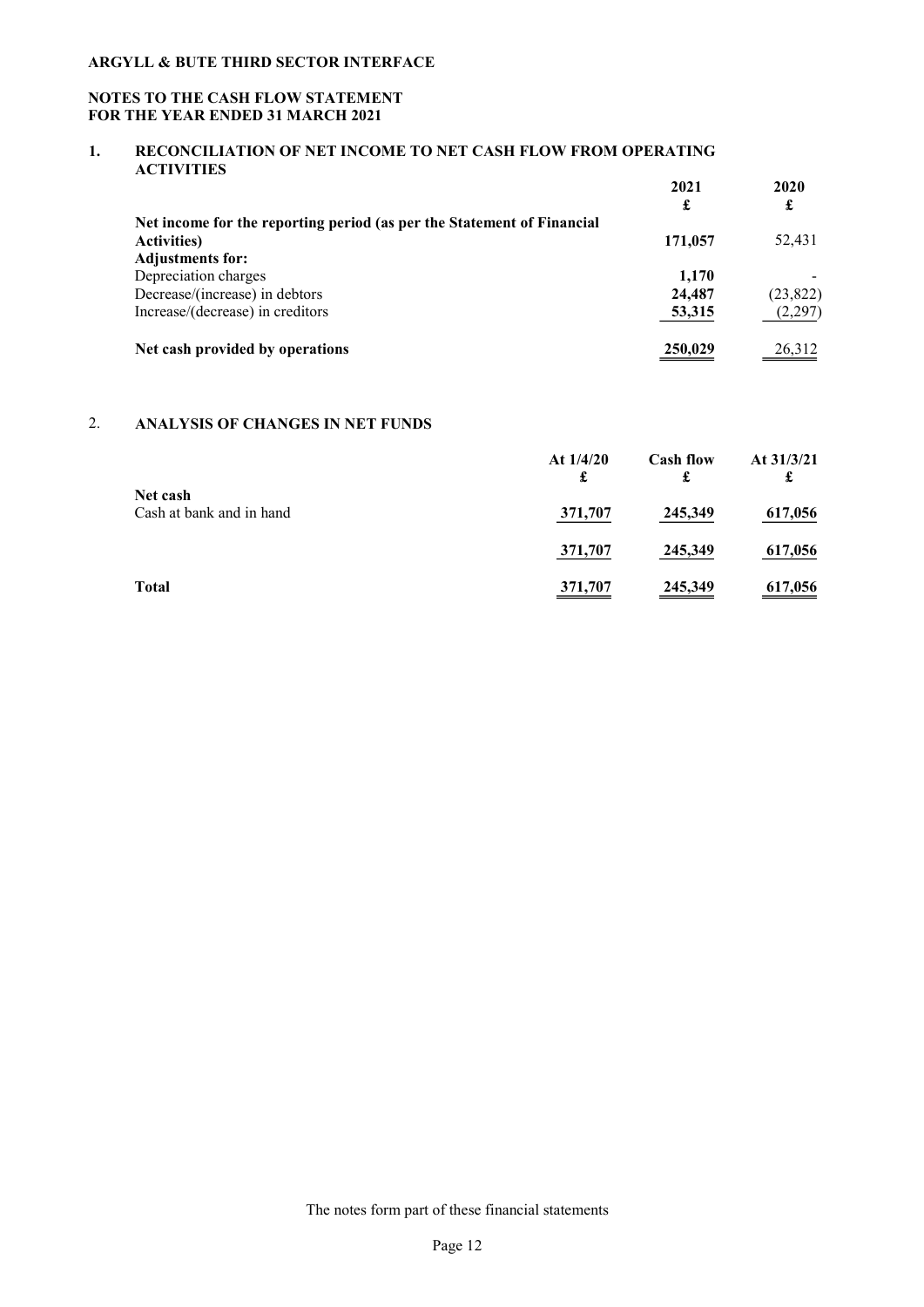**ARGYLL & BUTE THIRD SECTOR INTERFACE**

**NOTES TO THE CASH FLOW STATEMENT**
**FOR THE YEAR ENDED 31 MARCH 2021**

## 1. RECONCILIATION OF NET INCOME TO NET CASH FLOW FROM OPERATING ACTIVITIES

| | 2021 £ | 2020 £ |
|---|---|---|
| **Net income for the reporting period (as per the Statement of Financial Activities)** | **171,057** | 52,431 |
| **Adjustments for:** | | |
| Depreciation charges | **1,170** | - |
| Decrease/(increase) in debtors | **24,487** | (23,822) |
| Increase/(decrease) in creditors | **53,315** | (2,297) |
| **Net cash provided by operations** | **250,029** | 26,312 |

## 2. ANALYSIS OF CHANGES IN NET FUNDS

| | At 1/4/20 £ | Cash flow £ | At 31/3/21 £ |
|---|---|---|---|
| **Net cash** | | | |
| Cash at bank and in hand | 371,707 | 245,349 | 617,056 |
| | 371,707 | 245,349 | 617,056 |
| **Total** | 371,707 | 245,349 | 617,056 |

The notes form part of these financial statements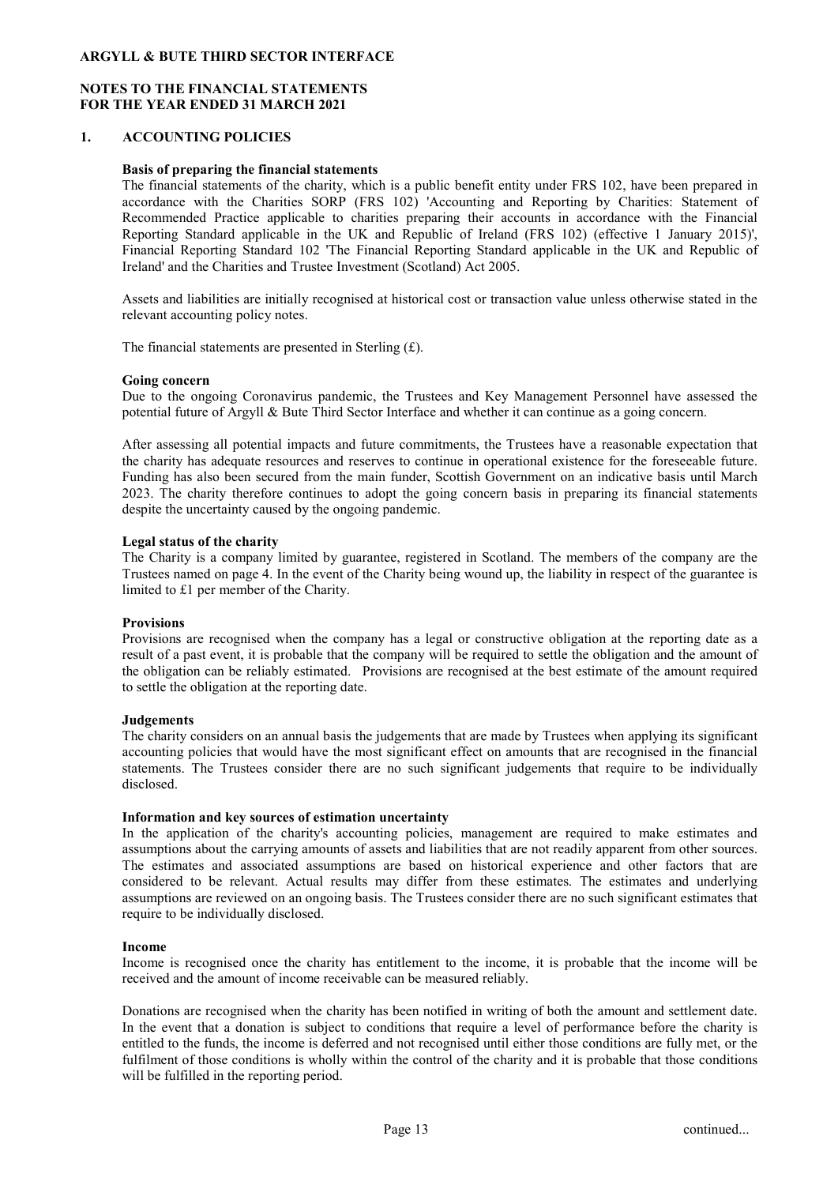**ARGYLL & BUTE THIRD SECTOR INTERFACE**

**NOTES TO THE FINANCIAL STATEMENTS**
**FOR THE YEAR ENDED 31 MARCH 2021**

## 1. ACCOUNTING POLICIES

**Basis of preparing the financial statements**

The financial statements of the charity, which is a public benefit entity under FRS 102, have been prepared in accordance with the Charities SORP (FRS 102) 'Accounting and Reporting by Charities: Statement of Recommended Practice applicable to charities preparing their accounts in accordance with the Financial Reporting Standard applicable in the UK and Republic of Ireland (FRS 102) (effective 1 January 2015)', Financial Reporting Standard 102 'The Financial Reporting Standard applicable in the UK and Republic of Ireland' and the Charities and Trustee Investment (Scotland) Act 2005.

Assets and liabilities are initially recognised at historical cost or transaction value unless otherwise stated in the relevant accounting policy notes.

The financial statements are presented in Sterling (£).

**Going concern**

Due to the ongoing Coronavirus pandemic, the Trustees and Key Management Personnel have assessed the potential future of Argyll & Bute Third Sector Interface and whether it can continue as a going concern.

After assessing all potential impacts and future commitments, the Trustees have a reasonable expectation that the charity has adequate resources and reserves to continue in operational existence for the foreseeable future. Funding has also been secured from the main funder, Scottish Government on an indicative basis until March 2023. The charity therefore continues to adopt the going concern basis in preparing its financial statements despite the uncertainty caused by the ongoing pandemic.

**Legal status of the charity**

The Charity is a company limited by guarantee, registered in Scotland. The members of the company are the Trustees named on page 4. In the event of the Charity being wound up, the liability in respect of the guarantee is limited to £1 per member of the Charity.

**Provisions**

Provisions are recognised when the company has a legal or constructive obligation at the reporting date as a result of a past event, it is probable that the company will be required to settle the obligation and the amount of the obligation can be reliably estimated. Provisions are recognised at the best estimate of the amount required to settle the obligation at the reporting date.

**Judgements**

The charity considers on an annual basis the judgements that are made by Trustees when applying its significant accounting policies that would have the most significant effect on amounts that are recognised in the financial statements. The Trustees consider there are no such significant judgements that require to be individually disclosed.

**Information and key sources of estimation uncertainty**

In the application of the charity's accounting policies, management are required to make estimates and assumptions about the carrying amounts of assets and liabilities that are not readily apparent from other sources. The estimates and associated assumptions are based on historical experience and other factors that are considered to be relevant. Actual results may differ from these estimates. The estimates and underlying assumptions are reviewed on an ongoing basis. The Trustees consider there are no such significant estimates that require to be individually disclosed.

**Income**

Income is recognised once the charity has entitlement to the income, it is probable that the income will be received and the amount of income receivable can be measured reliably.

Donations are recognised when the charity has been notified in writing of both the amount and settlement date. In the event that a donation is subject to conditions that require a level of performance before the charity is entitled to the funds, the income is deferred and not recognised until either those conditions are fully met, or the fulfilment of those conditions is wholly within the control of the charity and it is probable that those conditions will be fulfilled in the reporting period.

continued...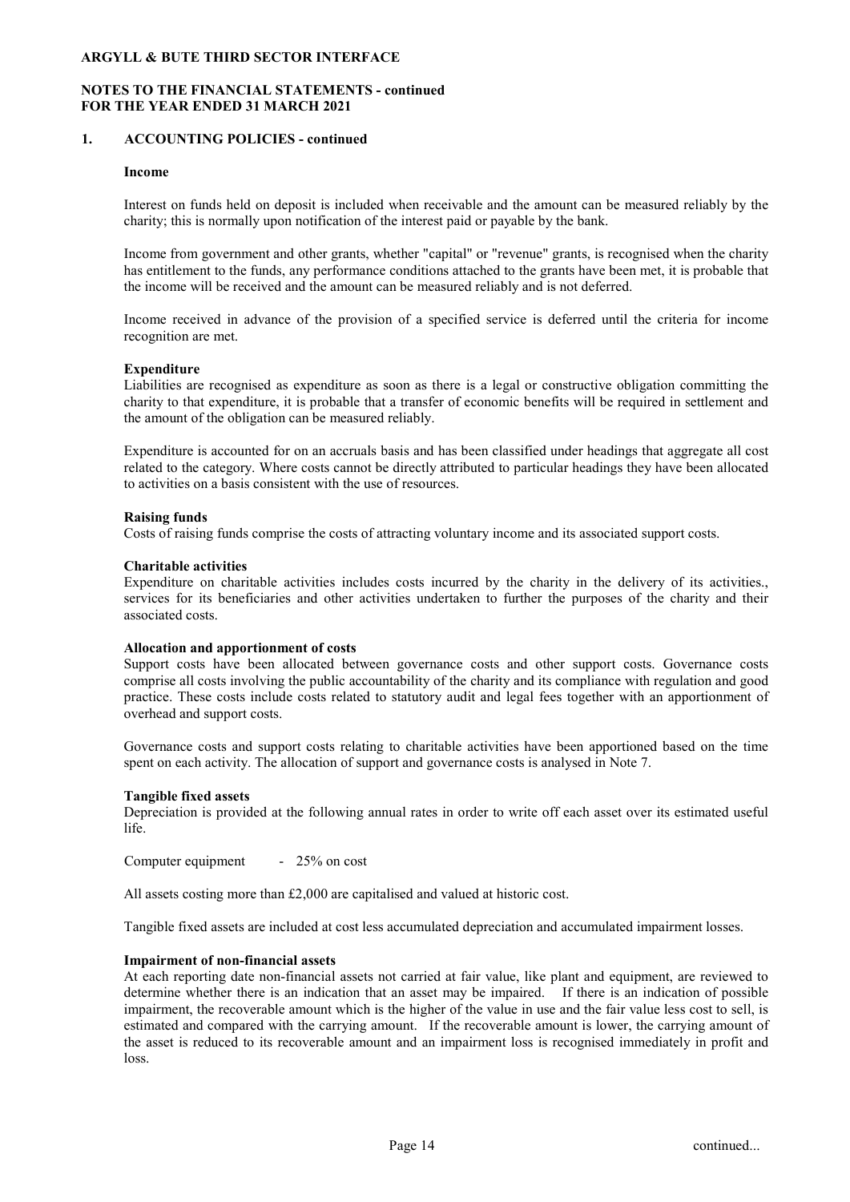**ARGYLL & BUTE THIRD SECTOR INTERFACE**

**NOTES TO THE FINANCIAL STATEMENTS - continued**
**FOR THE YEAR ENDED 31 MARCH 2021**

## 1. ACCOUNTING POLICIES - continued

### Income

Interest on funds held on deposit is included when receivable and the amount can be measured reliably by the charity; this is normally upon notification of the interest paid or payable by the bank.

Income from government and other grants, whether "capital" or "revenue" grants, is recognised when the charity has entitlement to the funds, any performance conditions attached to the grants have been met, it is probable that the income will be received and the amount can be measured reliably and is not deferred.

Income received in advance of the provision of a specified service is deferred until the criteria for income recognition are met.

### Expenditure

Liabilities are recognised as expenditure as soon as there is a legal or constructive obligation committing the charity to that expenditure, it is probable that a transfer of economic benefits will be required in settlement and the amount of the obligation can be measured reliably.

Expenditure is accounted for on an accruals basis and has been classified under headings that aggregate all cost related to the category. Where costs cannot be directly attributed to particular headings they have been allocated to activities on a basis consistent with the use of resources.

### Raising funds

Costs of raising funds comprise the costs of attracting voluntary income and its associated support costs.

### Charitable activities

Expenditure on charitable activities includes costs incurred by the charity in the delivery of its activities., services for its beneficiaries and other activities undertaken to further the purposes of the charity and their associated costs.

### Allocation and apportionment of costs

Support costs have been allocated between governance costs and other support costs. Governance costs comprise all costs involving the public accountability of the charity and its compliance with regulation and good practice. These costs include costs related to statutory audit and legal fees together with an apportionment of overhead and support costs.

Governance costs and support costs relating to charitable activities have been apportioned based on the time spent on each activity. The allocation of support and governance costs is analysed in Note 7.

### Tangible fixed assets

Depreciation is provided at the following annual rates in order to write off each asset over its estimated useful life.

Computer equipment - 25% on cost

All assets costing more than £2,000 are capitalised and valued at historic cost.

Tangible fixed assets are included at cost less accumulated depreciation and accumulated impairment losses.

### Impairment of non-financial assets

At each reporting date non-financial assets not carried at fair value, like plant and equipment, are reviewed to determine whether there is an indication that an asset may be impaired. If there is an indication of possible impairment, the recoverable amount which is the higher of the value in use and the fair value less cost to sell, is estimated and compared with the carrying amount. If the recoverable amount is lower, the carrying amount of the asset is reduced to its recoverable amount and an impairment loss is recognised immediately in profit and loss.

continued...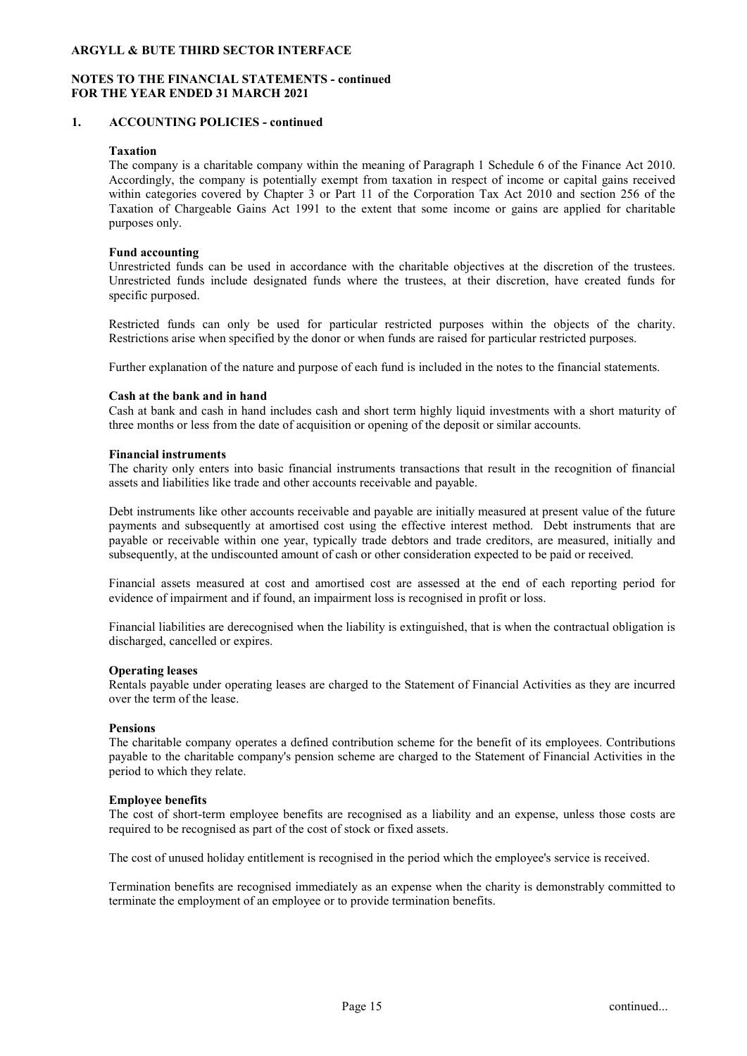**ARGYLL & BUTE THIRD SECTOR INTERFACE**

**NOTES TO THE FINANCIAL STATEMENTS - continued**
**FOR THE YEAR ENDED 31 MARCH 2021**

## 1. ACCOUNTING POLICIES - continued

### Taxation

The company is a charitable company within the meaning of Paragraph 1 Schedule 6 of the Finance Act 2010. Accordingly, the company is potentially exempt from taxation in respect of income or capital gains received within categories covered by Chapter 3 or Part 11 of the Corporation Tax Act 2010 and section 256 of the Taxation of Chargeable Gains Act 1991 to the extent that some income or gains are applied for charitable purposes only.

### Fund accounting

Unrestricted funds can be used in accordance with the charitable objectives at the discretion of the trustees. Unrestricted funds include designated funds where the trustees, at their discretion, have created funds for specific purposed.

Restricted funds can only be used for particular restricted purposes within the objects of the charity. Restrictions arise when specified by the donor or when funds are raised for particular restricted purposes.

Further explanation of the nature and purpose of each fund is included in the notes to the financial statements.

### Cash at the bank and in hand

Cash at bank and cash in hand includes cash and short term highly liquid investments with a short maturity of three months or less from the date of acquisition or opening of the deposit or similar accounts.

### Financial instruments

The charity only enters into basic financial instruments transactions that result in the recognition of financial assets and liabilities like trade and other accounts receivable and payable.

Debt instruments like other accounts receivable and payable are initially measured at present value of the future payments and subsequently at amortised cost using the effective interest method. Debt instruments that are payable or receivable within one year, typically trade debtors and trade creditors, are measured, initially and subsequently, at the undiscounted amount of cash or other consideration expected to be paid or received.

Financial assets measured at cost and amortised cost are assessed at the end of each reporting period for evidence of impairment and if found, an impairment loss is recognised in profit or loss.

Financial liabilities are derecognised when the liability is extinguished, that is when the contractual obligation is discharged, cancelled or expires.

### Operating leases

Rentals payable under operating leases are charged to the Statement of Financial Activities as they are incurred over the term of the lease.

### Pensions

The charitable company operates a defined contribution scheme for the benefit of its employees. Contributions payable to the charitable company's pension scheme are charged to the Statement of Financial Activities in the period to which they relate.

### Employee benefits

The cost of short-term employee benefits are recognised as a liability and an expense, unless those costs are required to be recognised as part of the cost of stock or fixed assets.

The cost of unused holiday entitlement is recognised in the period which the employee's service is received.

Termination benefits are recognised immediately as an expense when the charity is demonstrably committed to terminate the employment of an employee or to provide termination benefits.

continued...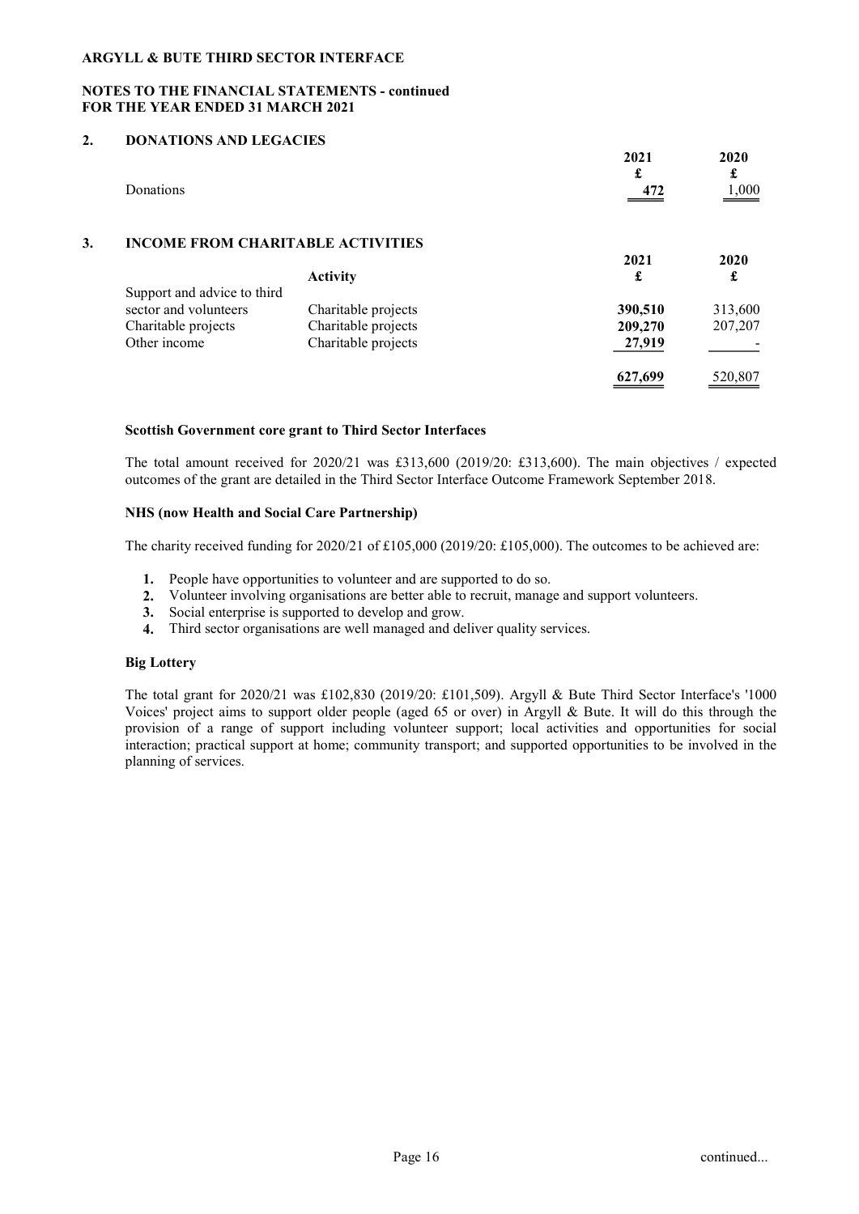# ARGYLL & BUTE THIRD SECTOR INTERFACE

## NOTES TO THE FINANCIAL STATEMENTS - continued
## FOR THE YEAR ENDED 31 MARCH 2021

### 2. DONATIONS AND LEGACIES

| | 2021 | 2020 |
|---|---|---|
| | £ | £ |
| Donations | 472 | 1,000 |

### 3. INCOME FROM CHARITABLE ACTIVITIES

| | Activity | 2021 £ | 2020 £ |
|---|---|---|---|
| Support and advice to third sector and volunteers | Charitable projects | **390,510** | 313,600 |
| Charitable projects | Charitable projects | **209,270** | 207,207 |
| Other income | Charitable projects | **27,919** | - |
| | | **627,699** | 520,807 |

**Scottish Government core grant to Third Sector Interfaces**

The total amount received for 2020/21 was £313,600 (2019/20: £313,600). The main objectives / expected outcomes of the grant are detailed in the Third Sector Interface Outcome Framework September 2018.

**NHS (now Health and Social Care Partnership)**

The charity received funding for 2020/21 of £105,000 (2019/20: £105,000). The outcomes to be achieved are:

1. People have opportunities to volunteer and are supported to do so.
2. Volunteer involving organisations are better able to recruit, manage and support volunteers.
3. Social enterprise is supported to develop and grow.
4. Third sector organisations are well managed and deliver quality services.

**Big Lottery**

The total grant for 2020/21 was £102,830 (2019/20: £101,509). Argyll & Bute Third Sector Interface's '1000 Voices' project aims to support older people (aged 65 or over) in Argyll & Bute. It will do this through the provision of a range of support including volunteer support; local activities and opportunities for social interaction; practical support at home; community transport; and supported opportunities to be involved in the planning of services.

continued...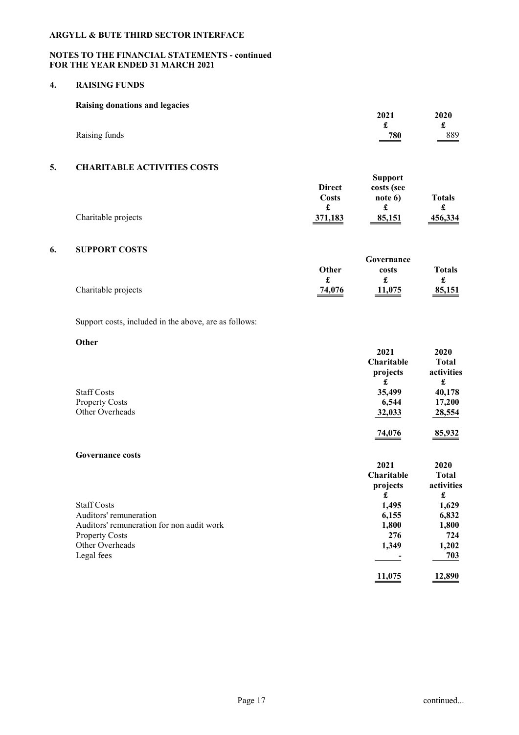**ARGYLL & BUTE THIRD SECTOR INTERFACE**

**NOTES TO THE FINANCIAL STATEMENTS - continued**
**FOR THE YEAR ENDED 31 MARCH 2021**

## 4. RAISING FUNDS

**Raising donations and legacies**

| | 2021 | 2020 |
|---|---|---|
| | £ | £ |
| Raising funds | **780** | 889 |

## 5. CHARITABLE ACTIVITIES COSTS

| | Direct Costs | Support costs (see note 6) | Totals |
|---|---|---|---|
| | £ | £ | £ |
| Charitable projects | **371,183** | **85,151** | **456,334** |

## 6. SUPPORT COSTS

| | Other | Governance costs | Totals |
|---|---|---|---|
| | £ | £ | £ |
| Charitable projects | **74,076** | **11,075** | **85,151** |

Support costs, included in the above, are as follows:

**Other**

| | 2021 Charitable projects | 2020 Total activities |
|---|---|---|
| | £ | £ |
| Staff Costs | **35,499** | **40,178** |
| Property Costs | **6,544** | **17,200** |
| Other Overheads | **32,033** | **28,554** |
| | **74,076** | **85,932** |

**Governance costs**

| | 2021 Charitable projects | 2020 Total activities |
|---|---|---|
| | £ | £ |
| Staff Costs | **1,495** | **1,629** |
| Auditors' remuneration | **6,155** | **6,832** |
| Auditors' remuneration for non audit work | **1,800** | **1,800** |
| Property Costs | **276** | **724** |
| Other Overheads | **1,349** | **1,202** |
| Legal fees | **-** | **703** |
| | **11,075** | **12,890** |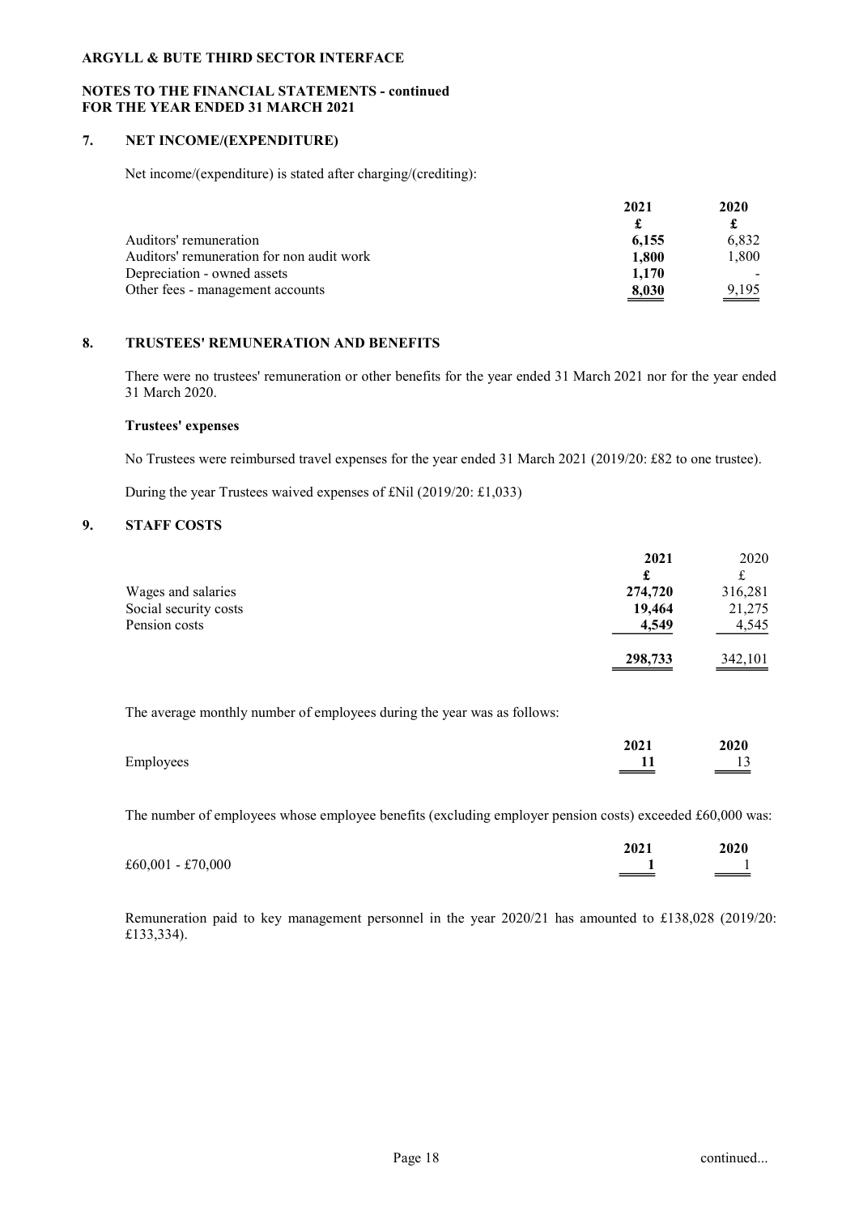**ARGYLL & BUTE THIRD SECTOR INTERFACE**

**NOTES TO THE FINANCIAL STATEMENTS - continued**
**FOR THE YEAR ENDED 31 MARCH 2021**

## 7. NET INCOME/(EXPENDITURE)

Net income/(expenditure) is stated after charging/(crediting):

| | 2021 | 2020 |
|---|---|---|
| | £ | £ |
| Auditors' remuneration | 6,155 | 6,832 |
| Auditors' remuneration for non audit work | 1,800 | 1,800 |
| Depreciation - owned assets | 1,170 | - |
| Other fees - management accounts | 8,030 | 9,195 |

## 8. TRUSTEES' REMUNERATION AND BENEFITS

There were no trustees' remuneration or other benefits for the year ended 31 March 2021 nor for the year ended 31 March 2020.

**Trustees' expenses**

No Trustees were reimbursed travel expenses for the year ended 31 March 2021 (2019/20: £82 to one trustee).

During the year Trustees waived expenses of £Nil (2019/20: £1,033)

## 9. STAFF COSTS

| | 2021 | 2020 |
|---|---|---|
| | £ | £ |
| Wages and salaries | 274,720 | 316,281 |
| Social security costs | 19,464 | 21,275 |
| Pension costs | 4,549 | 4,545 |
| | 298,733 | 342,101 |

The average monthly number of employees during the year was as follows:

| | 2021 | 2020 |
|---|---|---|
| Employees | 11 | 13 |

The number of employees whose employee benefits (excluding employer pension costs) exceeded £60,000 was:

| | 2021 | 2020 |
|---|---|---|
| £60,001 - £70,000 | 1 | 1 |

Remuneration paid to key management personnel in the year 2020/21 has amounted to £138,028 (2019/20: £133,334).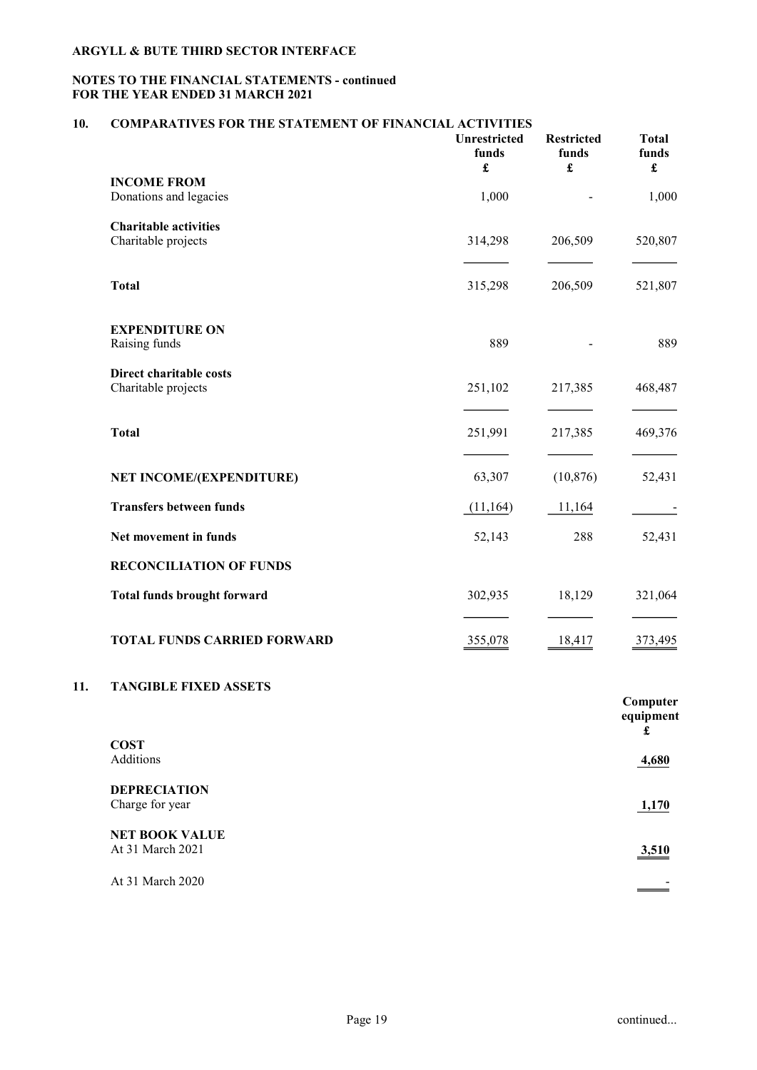**ARGYLL & BUTE THIRD SECTOR INTERFACE**

**NOTES TO THE FINANCIAL STATEMENTS - continued**
**FOR THE YEAR ENDED 31 MARCH 2021**

## 10. COMPARATIVES FOR THE STATEMENT OF FINANCIAL ACTIVITIES

| | Unrestricted funds £ | Restricted funds £ | Total funds £ |
|---|---|---|---|
| **INCOME FROM** | | | |
| Donations and legacies | 1,000 | - | 1,000 |
| **Charitable activities** | | | |
| Charitable projects | 314,298 | 206,509 | 520,807 |
| **Total** | 315,298 | 206,509 | 521,807 |
| **EXPENDITURE ON** | | | |
| Raising funds | 889 | - | 889 |
| **Direct charitable costs** | | | |
| Charitable projects | 251,102 | 217,385 | 468,487 |
| **Total** | 251,991 | 217,385 | 469,376 |
| **NET INCOME/(EXPENDITURE)** | 63,307 | (10,876) | 52,431 |
| **Transfers between funds** | (11,164) | 11,164 | - |
| **Net movement in funds** | 52,143 | 288 | 52,431 |
| **RECONCILIATION OF FUNDS** | | | |
| **Total funds brought forward** | 302,935 | 18,129 | 321,064 |
| **TOTAL FUNDS CARRIED FORWARD** | 355,078 | 18,417 | 373,495 |

## 11. TANGIBLE FIXED ASSETS

| | Computer equipment £ |
|---|---|
| **COST** | |
| Additions | 4,680 |
| **DEPRECIATION** | |
| Charge for year | 1,170 |
| **NET BOOK VALUE** | |
| At 31 March 2021 | 3,510 |
| At 31 March 2020 | - |

continued...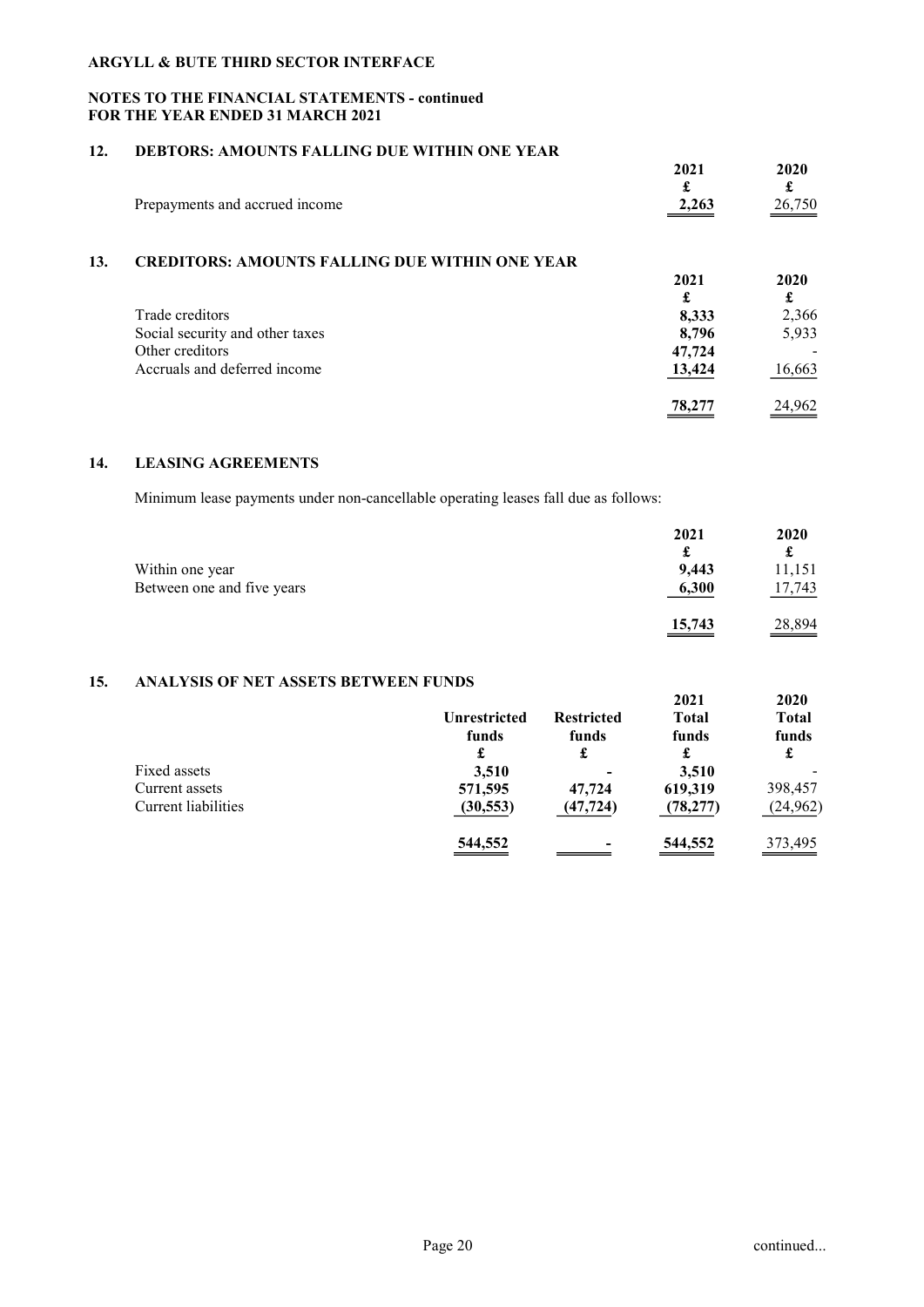**ARGYLL & BUTE THIRD SECTOR INTERFACE**

**NOTES TO THE FINANCIAL STATEMENTS - continued**
**FOR THE YEAR ENDED 31 MARCH 2021**

## 12. DEBTORS: AMOUNTS FALLING DUE WITHIN ONE YEAR

| | 2021 | 2020 |
|---|---|---|
| | £ | £ |
| Prepayments and accrued income | 2,263 | 26,750 |

## 13. CREDITORS: AMOUNTS FALLING DUE WITHIN ONE YEAR

| | 2021 | 2020 |
|---|---|---|
| | £ | £ |
| Trade creditors | 8,333 | 2,366 |
| Social security and other taxes | 8,796 | 5,933 |
| Other creditors | 47,724 | - |
| Accruals and deferred income | 13,424 | 16,663 |
| | 78,277 | 24,962 |

## 14. LEASING AGREEMENTS

Minimum lease payments under non-cancellable operating leases fall due as follows:

| | 2021 | 2020 |
|---|---|---|
| | £ | £ |
| Within one year | 9,443 | 11,151 |
| Between one and five years | 6,300 | 17,743 |
| | 15,743 | 28,894 |

## 15. ANALYSIS OF NET ASSETS BETWEEN FUNDS

| | Unrestricted funds | Restricted funds | 2021 Total funds | 2020 Total funds |
|---|---|---|---|---|
| | £ | £ | £ | £ |
| Fixed assets | 3,510 | - | 3,510 | - |
| Current assets | 571,595 | 47,724 | 619,319 | 398,457 |
| Current liabilities | (30,553) | (47,724) | (78,277) | (24,962) |
| | 544,552 | - | 544,552 | 373,495 |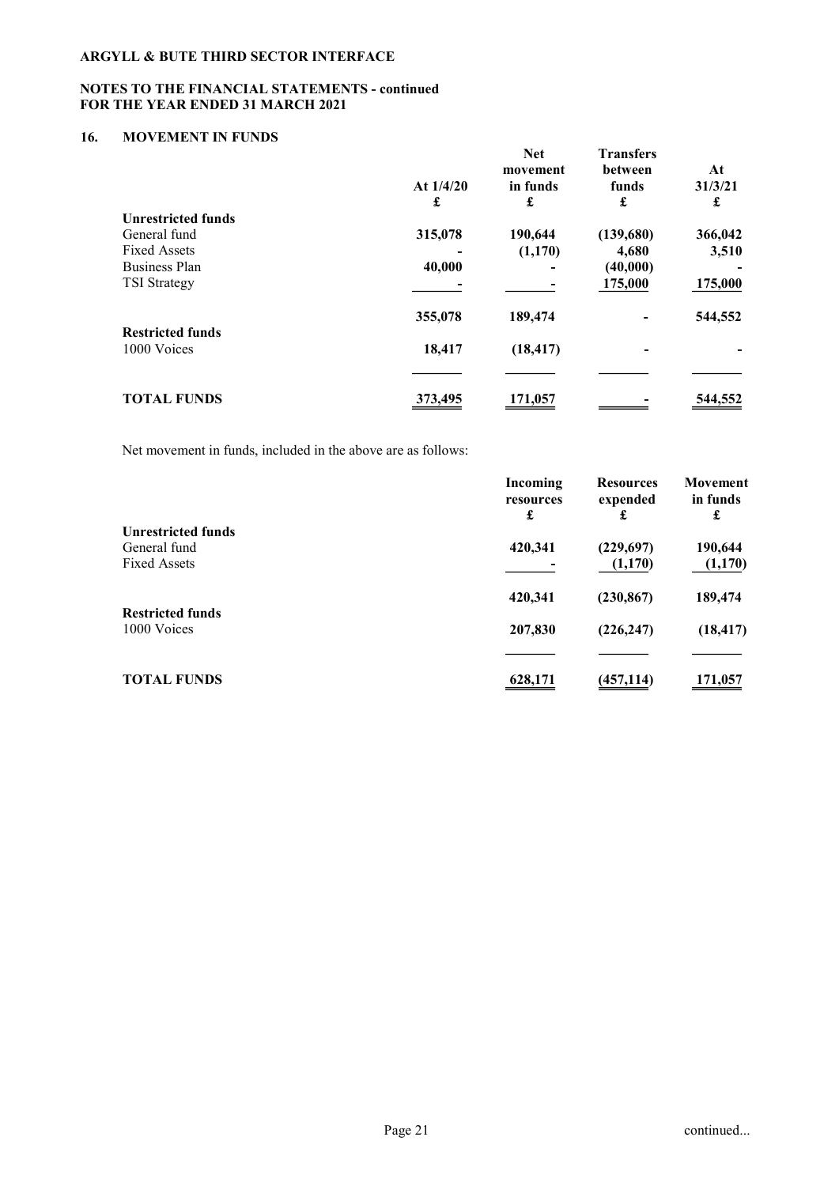**ARGYLL & BUTE THIRD SECTOR INTERFACE**

**NOTES TO THE FINANCIAL STATEMENTS - continued**
**FOR THE YEAR ENDED 31 MARCH 2021**

## 16. MOVEMENT IN FUNDS

| | At 1/4/20<br>£ | Net movement in funds<br>£ | Transfers between funds<br>£ | At 31/3/21<br>£ |
|---|---|---|---|---|
| **Unrestricted funds** | | | | |
| General fund | 315,078 | 190,644 | (139,680) | 366,042 |
| Fixed Assets | - | (1,170) | 4,680 | 3,510 |
| Business Plan | 40,000 | - | (40,000) | - |
| TSI Strategy | - | - | 175,000 | 175,000 |
| | 355,078 | 189,474 | - | 544,552 |
| **Restricted funds** | | | | |
| 1000 Voices | 18,417 | (18,417) | - | - |
| **TOTAL FUNDS** | 373,495 | 171,057 | - | 544,552 |

Net movement in funds, included in the above are as follows:

| | Incoming resources<br>£ | Resources expended<br>£ | Movement in funds<br>£ |
|---|---|---|---|
| **Unrestricted funds** | | | |
| General fund | 420,341 | (229,697) | 190,644 |
| Fixed Assets | - | (1,170) | (1,170) |
| | 420,341 | (230,867) | 189,474 |
| **Restricted funds** | | | |
| 1000 Voices | 207,830 | (226,247) | (18,417) |
| **TOTAL FUNDS** | 628,171 | (457,114) | 171,057 |

continued...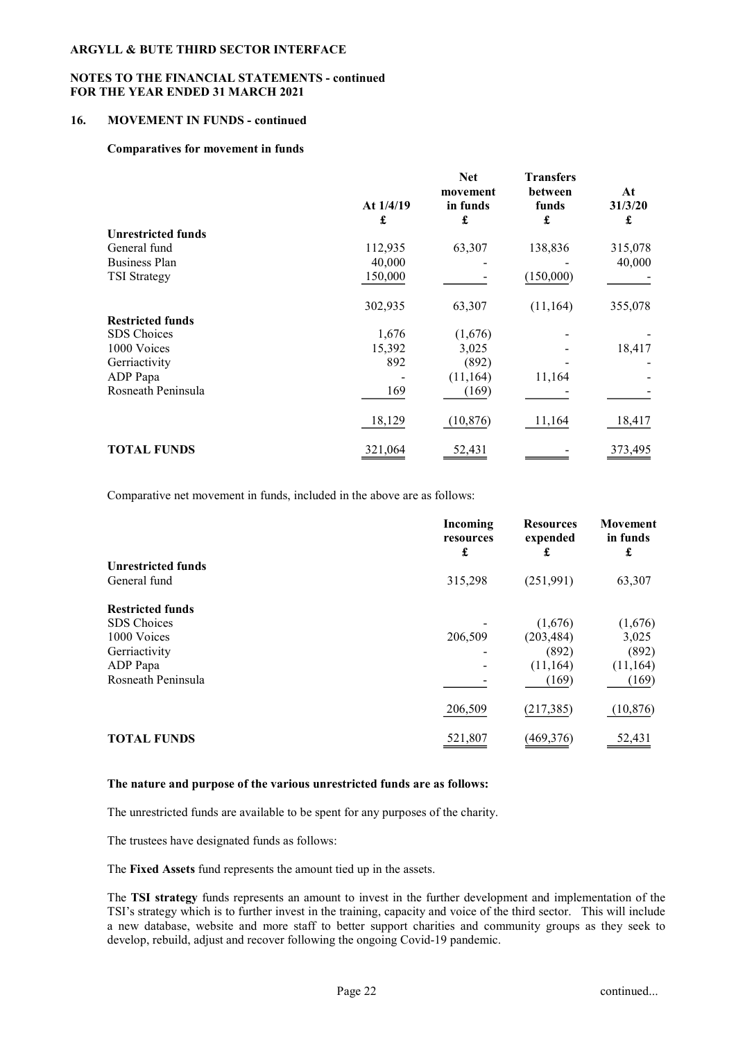**ARGYLL & BUTE THIRD SECTOR INTERFACE**

**NOTES TO THE FINANCIAL STATEMENTS - continued**
**FOR THE YEAR ENDED 31 MARCH 2021**

## 16. MOVEMENT IN FUNDS - continued

**Comparatives for movement in funds**

| | At 1/4/19 £ | Net movement in funds £ | Transfers between funds £ | At 31/3/20 £ |
|---|---|---|---|---|
| **Unrestricted funds** | | | | |
| General fund | 112,935 | 63,307 | 138,836 | 315,078 |
| Business Plan | 40,000 | - | - | 40,000 |
| TSI Strategy | 150,000 | - | (150,000) | - |
| | 302,935 | 63,307 | (11,164) | 355,078 |
| **Restricted funds** | | | | |
| SDS Choices | 1,676 | (1,676) | - | - |
| 1000 Voices | 15,392 | 3,025 | - | 18,417 |
| Gerriactivity | 892 | (892) | - | - |
| ADP Papa | - | (11,164) | 11,164 | - |
| Rosneath Peninsula | 169 | (169) | - | - |
| | 18,129 | (10,876) | 11,164 | 18,417 |
| **TOTAL FUNDS** | 321,064 | 52,431 | - | 373,495 |

Comparative net movement in funds, included in the above are as follows:

| | Incoming resources £ | Resources expended £ | Movement in funds £ |
|---|---|---|---|
| **Unrestricted funds** | | | |
| General fund | 315,298 | (251,991) | 63,307 |
| **Restricted funds** | | | |
| SDS Choices | - | (1,676) | (1,676) |
| 1000 Voices | 206,509 | (203,484) | 3,025 |
| Gerriactivity | - | (892) | (892) |
| ADP Papa | - | (11,164) | (11,164) |
| Rosneath Peninsula | - | (169) | (169) |
| | 206,509 | (217,385) | (10,876) |
| **TOTAL FUNDS** | 521,807 | (469,376) | 52,431 |

**The nature and purpose of the various unrestricted funds are as follows:**

The unrestricted funds are available to be spent for any purposes of the charity.

The trustees have designated funds as follows:

The **Fixed Assets** fund represents the amount tied up in the assets.

The **TSI strategy** funds represents an amount to invest in the further development and implementation of the TSI's strategy which is to further invest in the training, capacity and voice of the third sector. This will include a new database, website and more staff to better support charities and community groups as they seek to develop, rebuild, adjust and recover following the ongoing Covid-19 pandemic.

continued...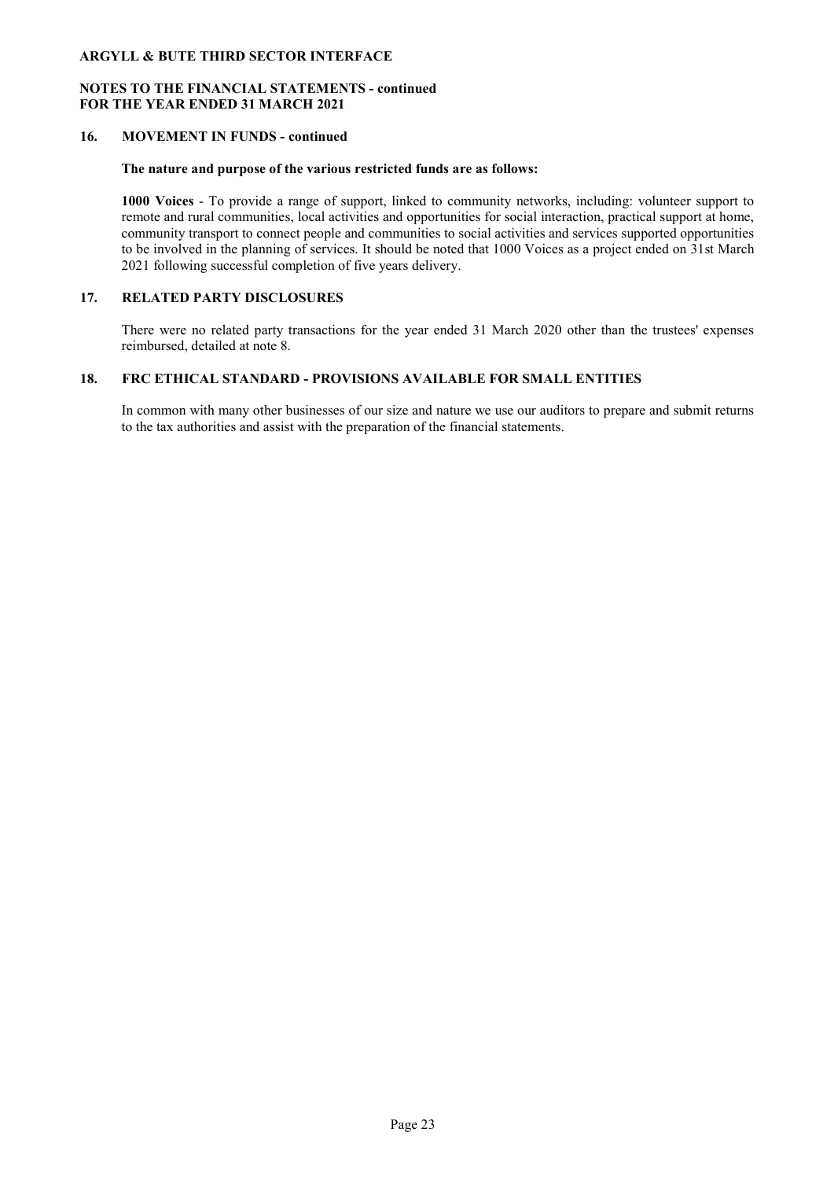## 16. MOVEMENT IN FUNDS - continued

**The nature and purpose of the various restricted funds are as follows:**

**1000 Voices** - To provide a range of support, linked to community networks, including: volunteer support to remote and rural communities, local activities and opportunities for social interaction, practical support at home, community transport to connect people and communities to social activities and services supported opportunities to be involved in the planning of services. It should be noted that 1000 Voices as a project ended on 31st March 2021 following successful completion of five years delivery.

## 17. RELATED PARTY DISCLOSURES

There were no related party transactions for the year ended 31 March 2020 other than the trustees' expenses reimbursed, detailed at note 8.

## 18. FRC ETHICAL STANDARD - PROVISIONS AVAILABLE FOR SMALL ENTITIES

In common with many other businesses of our size and nature we use our auditors to prepare and submit returns to the tax authorities and assist with the preparation of the financial statements.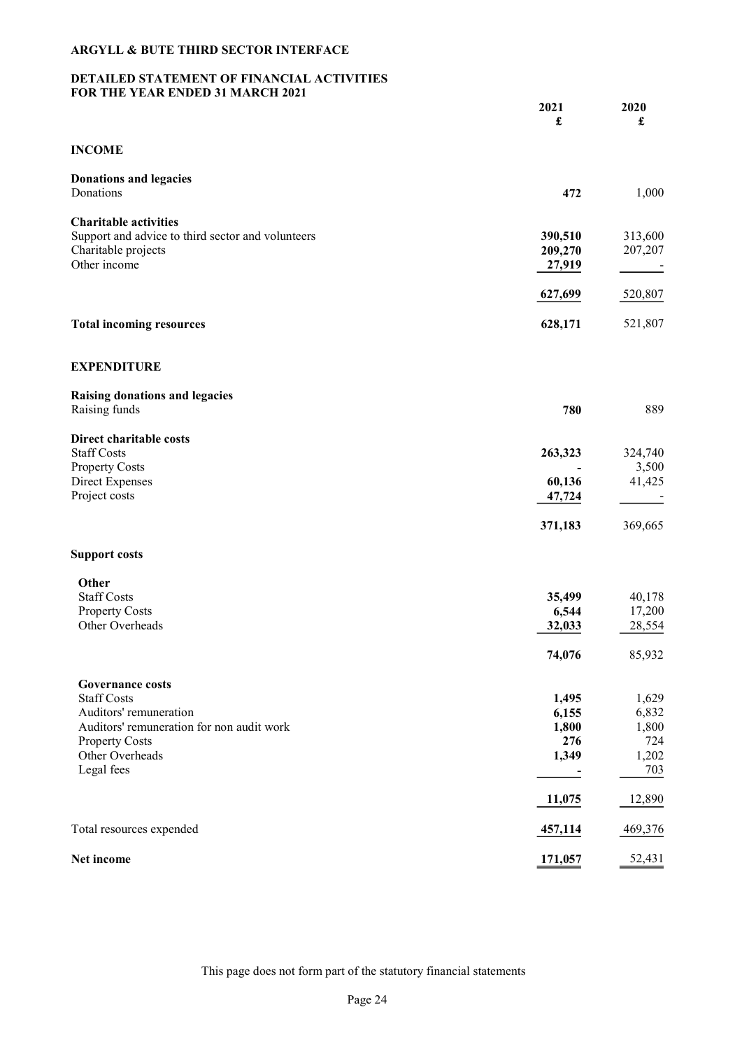# ARGYLL & BUTE THIRD SECTOR INTERFACE

## DETAILED STATEMENT OF FINANCIAL ACTIVITIES FOR THE YEAR ENDED 31 MARCH 2021

| | 2021 £ | 2020 £ |
|---|---|---|
| **INCOME** | | |
| **Donations and legacies** | | |
| Donations | **472** | 1,000 |
| **Charitable activities** | | |
| Support and advice to third sector and volunteers | **390,510** | 313,600 |
| Charitable projects | **209,270** | 207,207 |
| Other income | **27,919** | - |
| | **627,699** | 520,807 |
| **Total incoming resources** | **628,171** | 521,807 |
| **EXPENDITURE** | | |
| **Raising donations and legacies** | | |
| Raising funds | **780** | 889 |
| **Direct charitable costs** | | |
| Staff Costs | **263,323** | 324,740 |
| Property Costs | **-** | 3,500 |
| Direct Expenses | **60,136** | 41,425 |
| Project costs | **47,724** | - |
| | **371,183** | 369,665 |
| **Support costs** | | |
| **Other** | | |
| Staff Costs | **35,499** | 40,178 |
| Property Costs | **6,544** | 17,200 |
| Other Overheads | **32,033** | 28,554 |
| | **74,076** | 85,932 |
| **Governance costs** | | |
| Staff Costs | **1,495** | 1,629 |
| Auditors' remuneration | **6,155** | 6,832 |
| Auditors' remuneration for non audit work | **1,800** | 1,800 |
| Property Costs | **276** | 724 |
| Other Overheads | **1,349** | 1,202 |
| Legal fees | **-** | 703 |
| | **11,075** | 12,890 |
| Total resources expended | **457,114** | 469,376 |
| **Net income** | **171,057** | 52,431 |

This page does not form part of the statutory financial statements